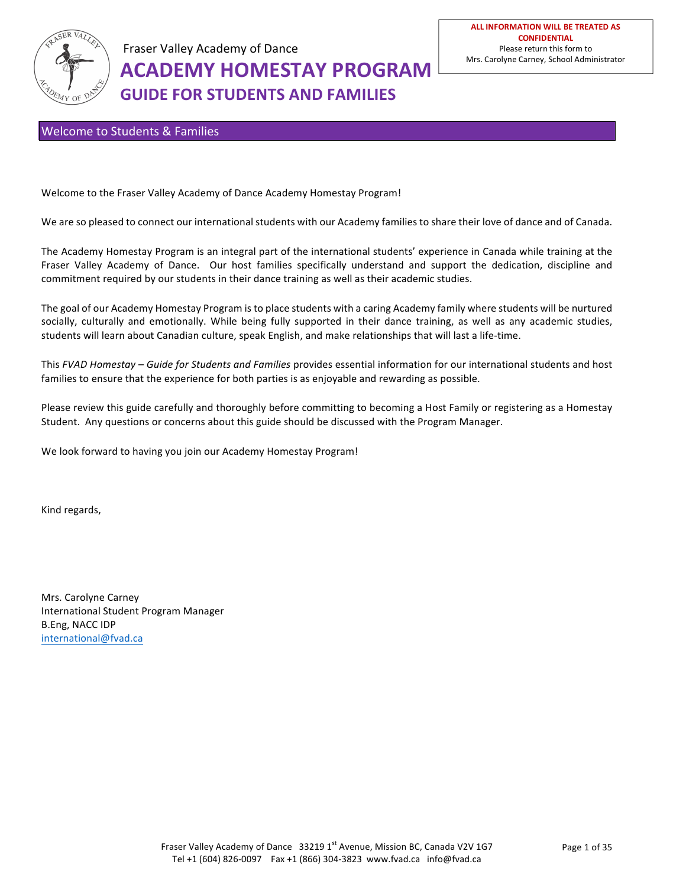Fraser Valley Academy of Dance

# ACADEMY HOMESTAY PROGRAM

## GUIDE FOR STUDENTS AND FAMILIES

**ALL INFORMATION WILL BE TREATED AS CONFIDENTIAL**
Please return this form to
Mrs. Carolyne Carney, School Administrator

## Welcome to Students & Families

Welcome to the Fraser Valley Academy of Dance Academy Homestay Program!

We are so pleased to connect our international students with our Academy families to share their love of dance and of Canada.

The Academy Homestay Program is an integral part of the international students' experience in Canada while training at the Fraser Valley Academy of Dance. Our host families specifically understand and support the dedication, discipline and commitment required by our students in their dance training as well as their academic studies.

The goal of our Academy Homestay Program is to place students with a caring Academy family where students will be nurtured socially, culturally and emotionally. While being fully supported in their dance training, as well as any academic studies, students will learn about Canadian culture, speak English, and make relationships that will last a life-time.

This *FVAD Homestay – Guide for Students and Families* provides essential information for our international students and host families to ensure that the experience for both parties is as enjoyable and rewarding as possible.

Please review this guide carefully and thoroughly before committing to becoming a Host Family or registering as a Homestay Student. Any questions or concerns about this guide should be discussed with the Program Manager.

We look forward to having you join our Academy Homestay Program!

Kind regards,

Mrs. Carolyne Carney
International Student Program Manager
B.Eng, NACC IDP
international@fvad.ca

Fraser Valley Academy of Dance 33219 1st Avenue, Mission BC, Canada V2V 1G7
Tel +1 (604) 826-0097 Fax +1 (866) 304-3823 www.fvad.ca info@fvad.ca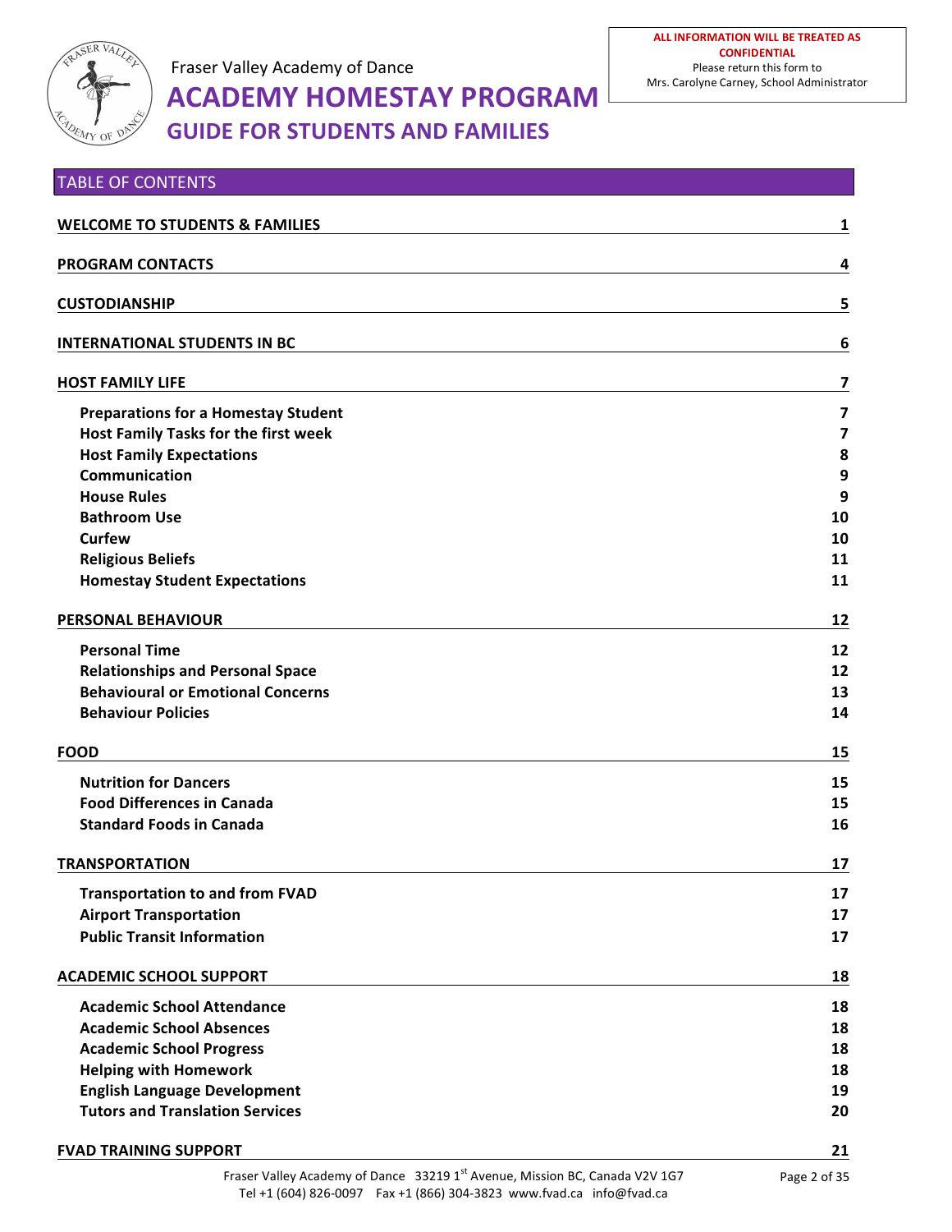Fraser Valley Academy of Dance

# ACADEMY HOMESTAY PROGRAM

## GUIDE FOR STUDENTS AND FAMILIES

**ALL INFORMATION WILL BE TREATED AS CONFIDENTIAL**
Please return this form to
Mrs. Carolyne Carney, School Administrator

## TABLE OF CONTENTS

| | |
|---|---|
| **WELCOME TO STUDENTS & FAMILIES** | **1** |
| **PROGRAM CONTACTS** | **4** |
| **CUSTODIANSHIP** | **5** |
| **INTERNATIONAL STUDENTS IN BC** | **6** |
| **HOST FAMILY LIFE** | **7** |
| **Preparations for a Homestay Student** | **7** |
| **Host Family Tasks for the first week** | **7** |
| **Host Family Expectations** | **8** |
| **Communication** | **9** |
| **House Rules** | **9** |
| **Bathroom Use** | **10** |
| **Curfew** | **10** |
| **Religious Beliefs** | **11** |
| **Homestay Student Expectations** | **11** |
| **PERSONAL BEHAVIOUR** | **12** |
| **Personal Time** | **12** |
| **Relationships and Personal Space** | **12** |
| **Behavioural or Emotional Concerns** | **13** |
| **Behaviour Policies** | **14** |
| **FOOD** | **15** |
| **Nutrition for Dancers** | **15** |
| **Food Differences in Canada** | **15** |
| **Standard Foods in Canada** | **16** |
| **TRANSPORTATION** | **17** |
| **Transportation to and from FVAD** | **17** |
| **Airport Transportation** | **17** |
| **Public Transit Information** | **17** |
| **ACADEMIC SCHOOL SUPPORT** | **18** |
| **Academic School Attendance** | **18** |
| **Academic School Absences** | **18** |
| **Academic School Progress** | **18** |
| **Helping with Homework** | **18** |
| **English Language Development** | **19** |
| **Tutors and Translation Services** | **20** |
| **FVAD TRAINING SUPPORT** | **21** |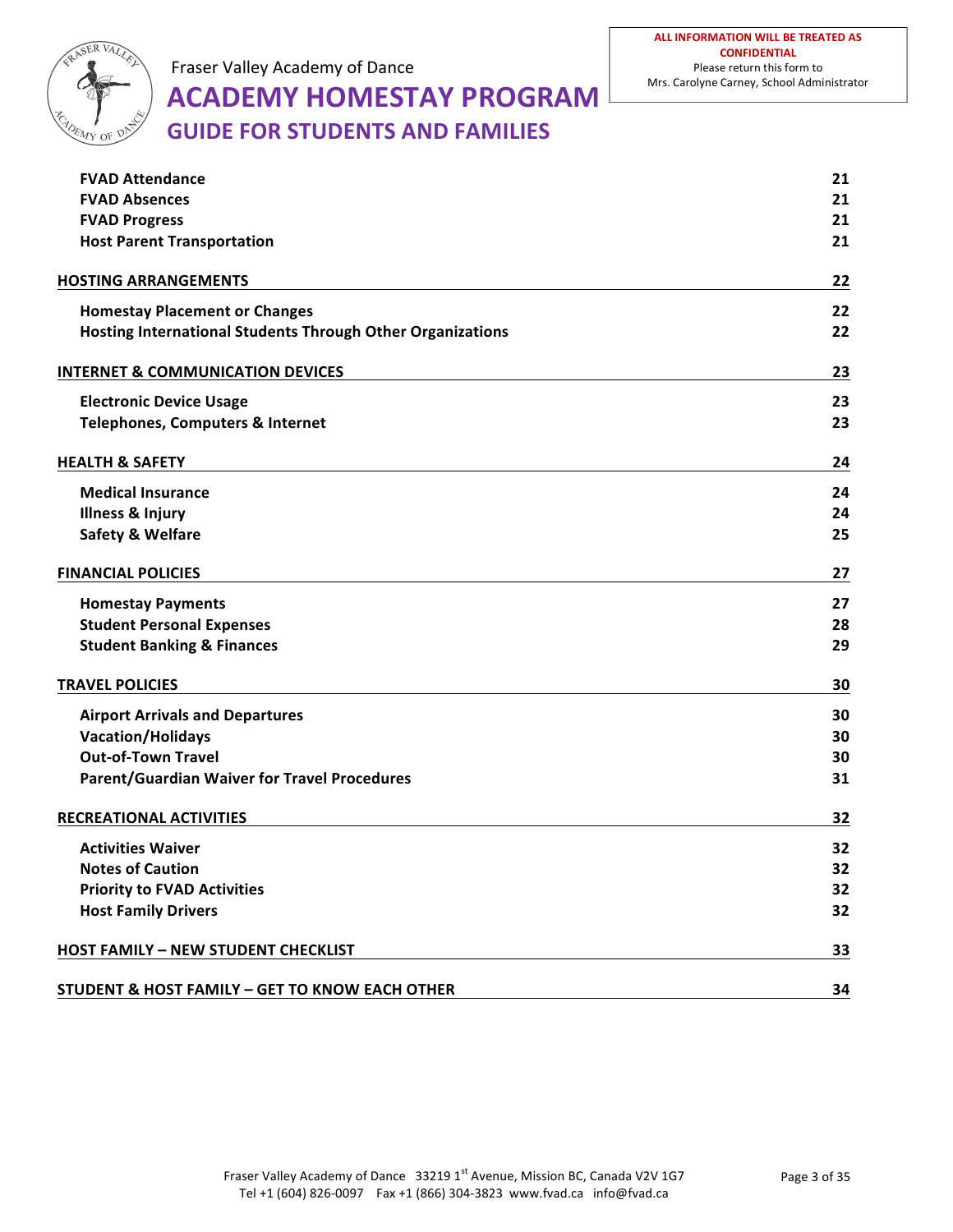| | |
|---|---|
| **FVAD Attendance** | **21** |
| **FVAD Absences** | **21** |
| **FVAD Progress** | **21** |
| **Host Parent Transportation** | **21** |
| **HOSTING ARRANGEMENTS** | **22** |
| **Homestay Placement or Changes** | **22** |
| **Hosting International Students Through Other Organizations** | **22** |
| **INTERNET & COMMUNICATION DEVICES** | **23** |
| **Electronic Device Usage** | **23** |
| **Telephones, Computers & Internet** | **23** |
| **HEALTH & SAFETY** | **24** |
| **Medical Insurance** | **24** |
| **Illness & Injury** | **24** |
| **Safety & Welfare** | **25** |
| **FINANCIAL POLICIES** | **27** |
| **Homestay Payments** | **27** |
| **Student Personal Expenses** | **28** |
| **Student Banking & Finances** | **29** |
| **TRAVEL POLICIES** | **30** |
| **Airport Arrivals and Departures** | **30** |
| **Vacation/Holidays** | **30** |
| **Out-of-Town Travel** | **30** |
| **Parent/Guardian Waiver for Travel Procedures** | **31** |
| **RECREATIONAL ACTIVITIES** | **32** |
| **Activities Waiver** | **32** |
| **Notes of Caution** | **32** |
| **Priority to FVAD Activities** | **32** |
| **Host Family Drivers** | **32** |
| **HOST FAMILY – NEW STUDENT CHECKLIST** | **33** |
| **STUDENT & HOST FAMILY – GET TO KNOW EACH OTHER** | **34** |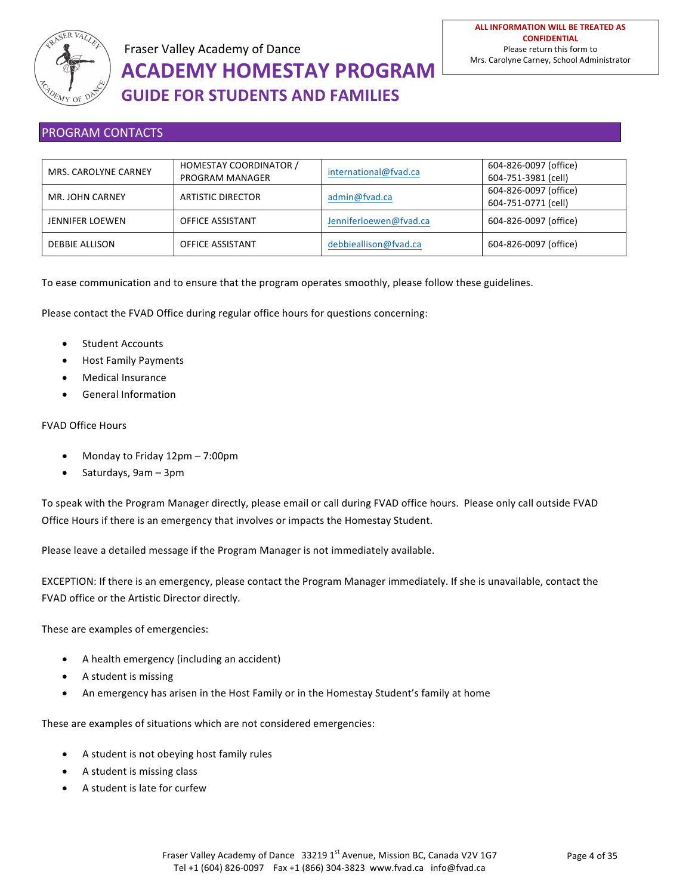Fraser Valley Academy of Dance

# ACADEMY HOMESTAY PROGRAM

## GUIDE FOR STUDENTS AND FAMILIES

**ALL INFORMATION WILL BE TREATED AS CONFIDENTIAL**
Please return this form to
Mrs. Carolyne Carney, School Administrator

## PROGRAM CONTACTS

| | | | |
|---|---|---|---|
| MRS. CAROLYNE CARNEY | HOMESTAY COORDINATOR / PROGRAM MANAGER | international@fvad.ca | 604-826-0097 (office)<br>604-751-3981 (cell) |
| MR. JOHN CARNEY | ARTISTIC DIRECTOR | admin@fvad.ca | 604-826-0097 (office)<br>604-751-0771 (cell) |
| JENNIFER LOEWEN | OFFICE ASSISTANT | Jenniferloewen@fvad.ca | 604-826-0097 (office) |
| DEBBIE ALLISON | OFFICE ASSISTANT | debbieallison@fvad.ca | 604-826-0097 (office) |

To ease communication and to ensure that the program operates smoothly, please follow these guidelines.

Please contact the FVAD Office during regular office hours for questions concerning:

- Student Accounts
- Host Family Payments
- Medical Insurance
- General Information

FVAD Office Hours

- Monday to Friday 12pm – 7:00pm
- Saturdays, 9am – 3pm

To speak with the Program Manager directly, please email or call during FVAD office hours. Please only call outside FVAD Office Hours if there is an emergency that involves or impacts the Homestay Student.

Please leave a detailed message if the Program Manager is not immediately available.

EXCEPTION: If there is an emergency, please contact the Program Manager immediately. If she is unavailable, contact the FVAD office or the Artistic Director directly.

These are examples of emergencies:

- A health emergency (including an accident)
- A student is missing
- An emergency has arisen in the Host Family or in the Homestay Student's family at home

These are examples of situations which are not considered emergencies:

- A student is not obeying host family rules
- A student is missing class
- A student is late for curfew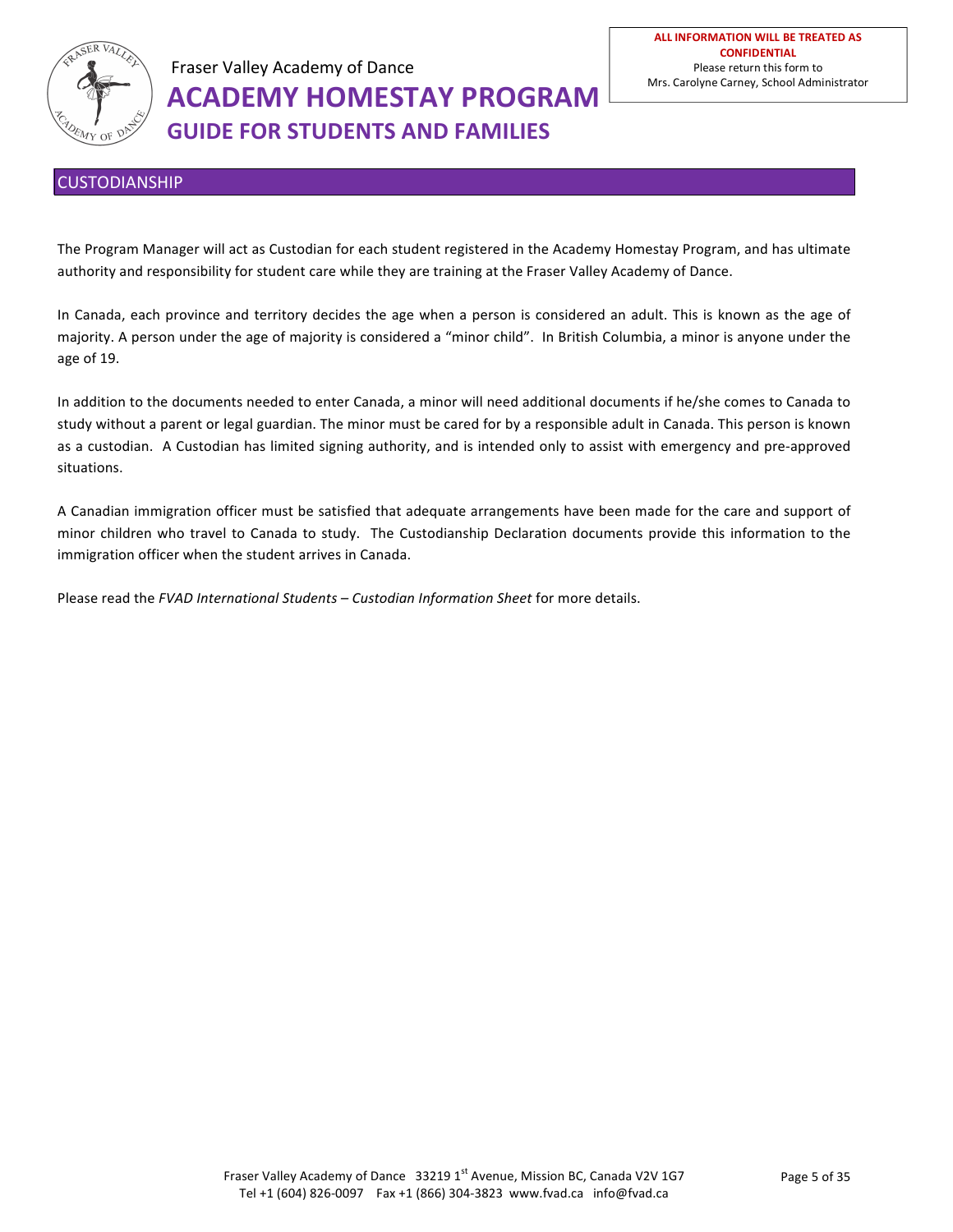## CUSTODIANSHIP

The Program Manager will act as Custodian for each student registered in the Academy Homestay Program, and has ultimate authority and responsibility for student care while they are training at the Fraser Valley Academy of Dance.

In Canada, each province and territory decides the age when a person is considered an adult. This is known as the age of majority. A person under the age of majority is considered a "minor child". In British Columbia, a minor is anyone under the age of 19.

In addition to the documents needed to enter Canada, a minor will need additional documents if he/she comes to Canada to study without a parent or legal guardian. The minor must be cared for by a responsible adult in Canada. This person is known as a custodian. A Custodian has limited signing authority, and is intended only to assist with emergency and pre-approved situations.

A Canadian immigration officer must be satisfied that adequate arrangements have been made for the care and support of minor children who travel to Canada to study. The Custodianship Declaration documents provide this information to the immigration officer when the student arrives in Canada.

Please read the *FVAD International Students – Custodian Information Sheet* for more details.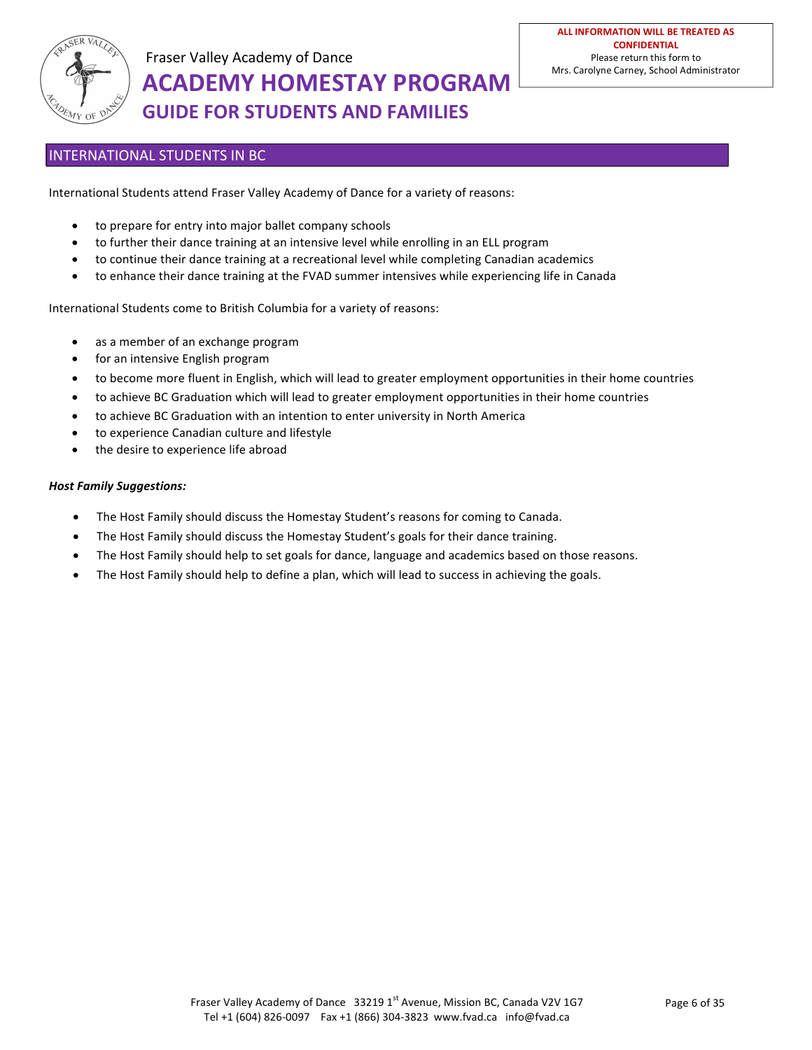## INTERNATIONAL STUDENTS IN BC

International Students attend Fraser Valley Academy of Dance for a variety of reasons:

- to prepare for entry into major ballet company schools
- to further their dance training at an intensive level while enrolling in an ELL program
- to continue their dance training at a recreational level while completing Canadian academics
- to enhance their dance training at the FVAD summer intensives while experiencing life in Canada

International Students come to British Columbia for a variety of reasons:

- as a member of an exchange program
- for an intensive English program
- to become more fluent in English, which will lead to greater employment opportunities in their home countries
- to achieve BC Graduation which will lead to greater employment opportunities in their home countries
- to achieve BC Graduation with an intention to enter university in North America
- to experience Canadian culture and lifestyle
- the desire to experience life abroad

***Host Family Suggestions:***

- The Host Family should discuss the Homestay Student's reasons for coming to Canada.
- The Host Family should discuss the Homestay Student's goals for their dance training.
- The Host Family should help to set goals for dance, language and academics based on those reasons.
- The Host Family should help to define a plan, which will lead to success in achieving the goals.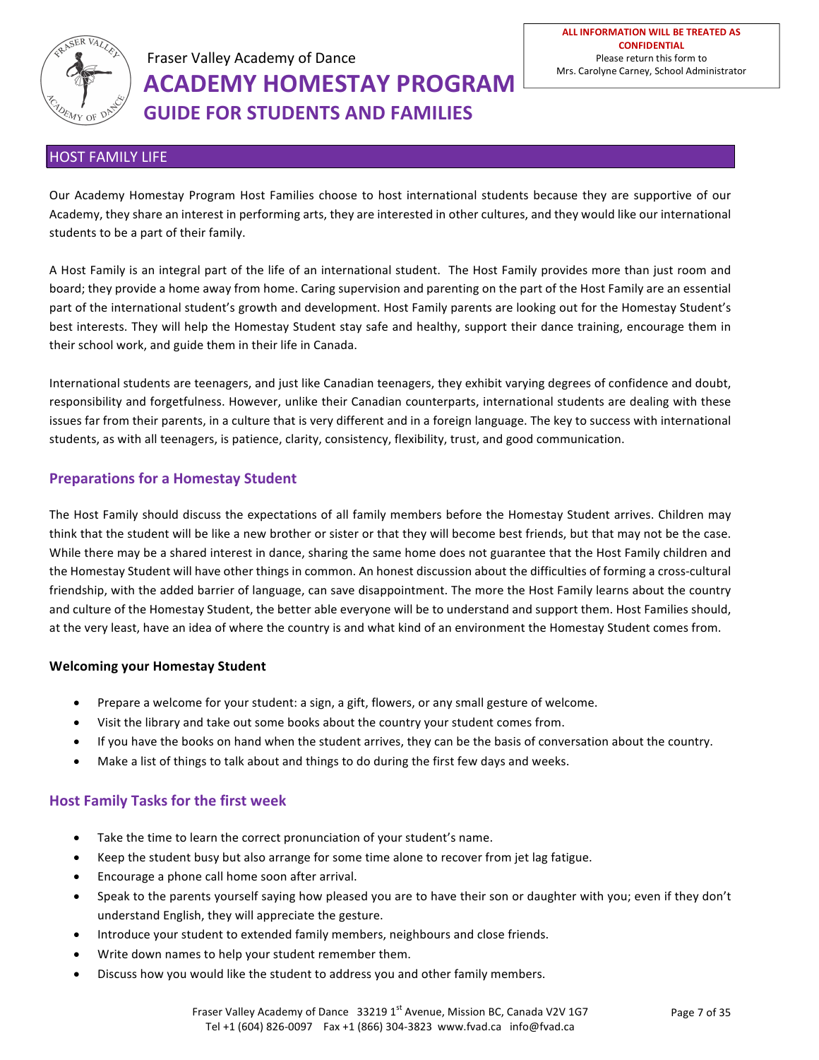## HOST FAMILY LIFE

Our Academy Homestay Program Host Families choose to host international students because they are supportive of our Academy, they share an interest in performing arts, they are interested in other cultures, and they would like our international students to be a part of their family.

A Host Family is an integral part of the life of an international student. The Host Family provides more than just room and board; they provide a home away from home. Caring supervision and parenting on the part of the Host Family are an essential part of the international student's growth and development. Host Family parents are looking out for the Homestay Student's best interests. They will help the Homestay Student stay safe and healthy, support their dance training, encourage them in their school work, and guide them in their life in Canada.

International students are teenagers, and just like Canadian teenagers, they exhibit varying degrees of confidence and doubt, responsibility and forgetfulness. However, unlike their Canadian counterparts, international students are dealing with these issues far from their parents, in a culture that is very different and in a foreign language. The key to success with international students, as with all teenagers, is patience, clarity, consistency, flexibility, trust, and good communication.

### Preparations for a Homestay Student

The Host Family should discuss the expectations of all family members before the Homestay Student arrives. Children may think that the student will be like a new brother or sister or that they will become best friends, but that may not be the case. While there may be a shared interest in dance, sharing the same home does not guarantee that the Host Family children and the Homestay Student will have other things in common. An honest discussion about the difficulties of forming a cross-cultural friendship, with the added barrier of language, can save disappointment. The more the Host Family learns about the country and culture of the Homestay Student, the better able everyone will be to understand and support them. Host Families should, at the very least, have an idea of where the country is and what kind of an environment the Homestay Student comes from.

**Welcoming your Homestay Student**

- Prepare a welcome for your student: a sign, a gift, flowers, or any small gesture of welcome.
- Visit the library and take out some books about the country your student comes from.
- If you have the books on hand when the student arrives, they can be the basis of conversation about the country.
- Make a list of things to talk about and things to do during the first few days and weeks.

### Host Family Tasks for the first week

- Take the time to learn the correct pronunciation of your student's name.
- Keep the student busy but also arrange for some time alone to recover from jet lag fatigue.
- Encourage a phone call home soon after arrival.
- Speak to the parents yourself saying how pleased you are to have their son or daughter with you; even if they don't understand English, they will appreciate the gesture.
- Introduce your student to extended family members, neighbours and close friends.
- Write down names to help your student remember them.
- Discuss how you would like the student to address you and other family members.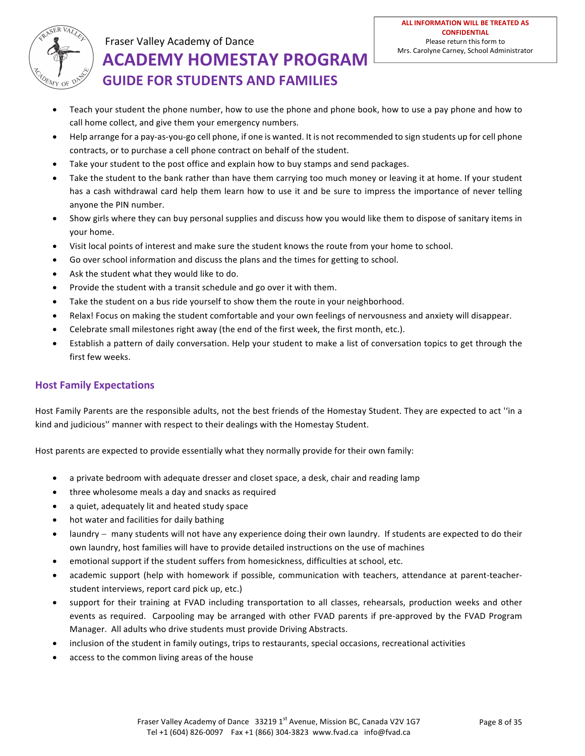- Teach your student the phone number, how to use the phone and phone book, how to use a pay phone and how to call home collect, and give them your emergency numbers.
- Help arrange for a pay-as-you-go cell phone, if one is wanted. It is not recommended to sign students up for cell phone contracts, or to purchase a cell phone contract on behalf of the student.
- Take your student to the post office and explain how to buy stamps and send packages.
- Take the student to the bank rather than have them carrying too much money or leaving it at home. If your student has a cash withdrawal card help them learn how to use it and be sure to impress the importance of never telling anyone the PIN number.
- Show girls where they can buy personal supplies and discuss how you would like them to dispose of sanitary items in your home.
- Visit local points of interest and make sure the student knows the route from your home to school.
- Go over school information and discuss the plans and the times for getting to school.
- Ask the student what they would like to do.
- Provide the student with a transit schedule and go over it with them.
- Take the student on a bus ride yourself to show them the route in your neighborhood.
- Relax! Focus on making the student comfortable and your own feelings of nervousness and anxiety will disappear.
- Celebrate small milestones right away (the end of the first week, the first month, etc.).
- Establish a pattern of daily conversation. Help your student to make a list of conversation topics to get through the first few weeks.

## Host Family Expectations

Host Family Parents are the responsible adults, not the best friends of the Homestay Student. They are expected to act ''in a kind and judicious'' manner with respect to their dealings with the Homestay Student.

Host parents are expected to provide essentially what they normally provide for their own family:

- a private bedroom with adequate dresser and closet space, a desk, chair and reading lamp
- three wholesome meals a day and snacks as required
- a quiet, adequately lit and heated study space
- hot water and facilities for daily bathing
- laundry – many students will not have any experience doing their own laundry. If students are expected to do their own laundry, host families will have to provide detailed instructions on the use of machines
- emotional support if the student suffers from homesickness, difficulties at school, etc.
- academic support (help with homework if possible, communication with teachers, attendance at parent-teacher-student interviews, report card pick up, etc.)
- support for their training at FVAD including transportation to all classes, rehearsals, production weeks and other events as required. Carpooling may be arranged with other FVAD parents if pre-approved by the FVAD Program Manager. All adults who drive students must provide Driving Abstracts.
- inclusion of the student in family outings, trips to restaurants, special occasions, recreational activities
- access to the common living areas of the house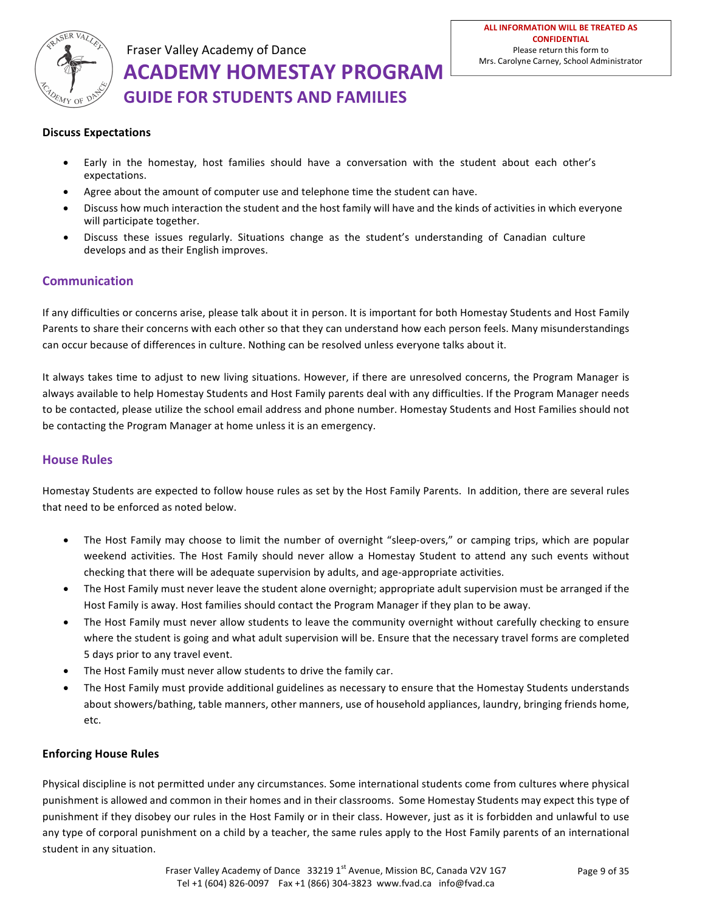### Discuss Expectations

- Early in the homestay, host families should have a conversation with the student about each other's expectations.
- Agree about the amount of computer use and telephone time the student can have.
- Discuss how much interaction the student and the host family will have and the kinds of activities in which everyone will participate together.
- Discuss these issues regularly. Situations change as the student's understanding of Canadian culture develops and as their English improves.

## Communication

If any difficulties or concerns arise, please talk about it in person. It is important for both Homestay Students and Host Family Parents to share their concerns with each other so that they can understand how each person feels. Many misunderstandings can occur because of differences in culture. Nothing can be resolved unless everyone talks about it.

It always takes time to adjust to new living situations. However, if there are unresolved concerns, the Program Manager is always available to help Homestay Students and Host Family parents deal with any difficulties. If the Program Manager needs to be contacted, please utilize the school email address and phone number. Homestay Students and Host Families should not be contacting the Program Manager at home unless it is an emergency.

## House Rules

Homestay Students are expected to follow house rules as set by the Host Family Parents. In addition, there are several rules that need to be enforced as noted below.

- The Host Family may choose to limit the number of overnight "sleep-overs," or camping trips, which are popular weekend activities. The Host Family should never allow a Homestay Student to attend any such events without checking that there will be adequate supervision by adults, and age-appropriate activities.
- The Host Family must never leave the student alone overnight; appropriate adult supervision must be arranged if the Host Family is away. Host families should contact the Program Manager if they plan to be away.
- The Host Family must never allow students to leave the community overnight without carefully checking to ensure where the student is going and what adult supervision will be. Ensure that the necessary travel forms are completed 5 days prior to any travel event.
- The Host Family must never allow students to drive the family car.
- The Host Family must provide additional guidelines as necessary to ensure that the Homestay Students understands about showers/bathing, table manners, other manners, use of household appliances, laundry, bringing friends home, etc.

### Enforcing House Rules

Physical discipline is not permitted under any circumstances. Some international students come from cultures where physical punishment is allowed and common in their homes and in their classrooms. Some Homestay Students may expect this type of punishment if they disobey our rules in the Host Family or in their class. However, just as it is forbidden and unlawful to use any type of corporal punishment on a child by a teacher, the same rules apply to the Host Family parents of an international student in any situation.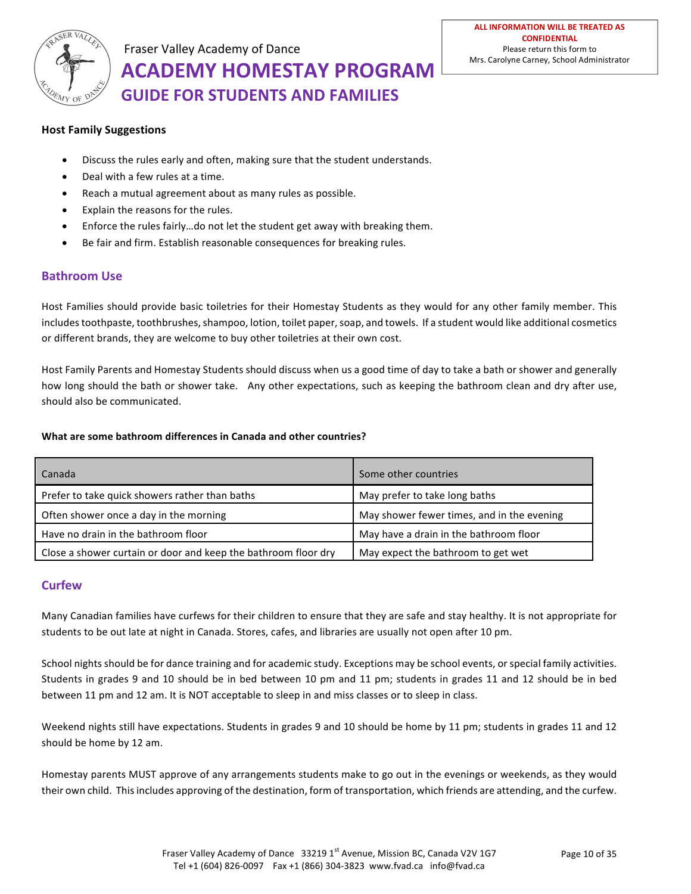**Host Family Suggestions**

- Discuss the rules early and often, making sure that the student understands.
- Deal with a few rules at a time.
- Reach a mutual agreement about as many rules as possible.
- Explain the reasons for the rules.
- Enforce the rules fairly…do not let the student get away with breaking them.
- Be fair and firm. Establish reasonable consequences for breaking rules.

## Bathroom Use

Host Families should provide basic toiletries for their Homestay Students as they would for any other family member. This includes toothpaste, toothbrushes, shampoo, lotion, toilet paper, soap, and towels. If a student would like additional cosmetics or different brands, they are welcome to buy other toiletries at their own cost.

Host Family Parents and Homestay Students should discuss when us a good time of day to take a bath or shower and generally how long should the bath or shower take. Any other expectations, such as keeping the bathroom clean and dry after use, should also be communicated.

**What are some bathroom differences in Canada and other countries?**

| Canada | Some other countries |
|---|---|
| Prefer to take quick showers rather than baths | May prefer to take long baths |
| Often shower once a day in the morning | May shower fewer times, and in the evening |
| Have no drain in the bathroom floor | May have a drain in the bathroom floor |
| Close a shower curtain or door and keep the bathroom floor dry | May expect the bathroom to get wet |

## Curfew

Many Canadian families have curfews for their children to ensure that they are safe and stay healthy. It is not appropriate for students to be out late at night in Canada. Stores, cafes, and libraries are usually not open after 10 pm.

School nights should be for dance training and for academic study. Exceptions may be school events, or special family activities. Students in grades 9 and 10 should be in bed between 10 pm and 11 pm; students in grades 11 and 12 should be in bed between 11 pm and 12 am. It is NOT acceptable to sleep in and miss classes or to sleep in class.

Weekend nights still have expectations. Students in grades 9 and 10 should be home by 11 pm; students in grades 11 and 12 should be home by 12 am.

Homestay parents MUST approve of any arrangements students make to go out in the evenings or weekends, as they would their own child. This includes approving of the destination, form of transportation, which friends are attending, and the curfew.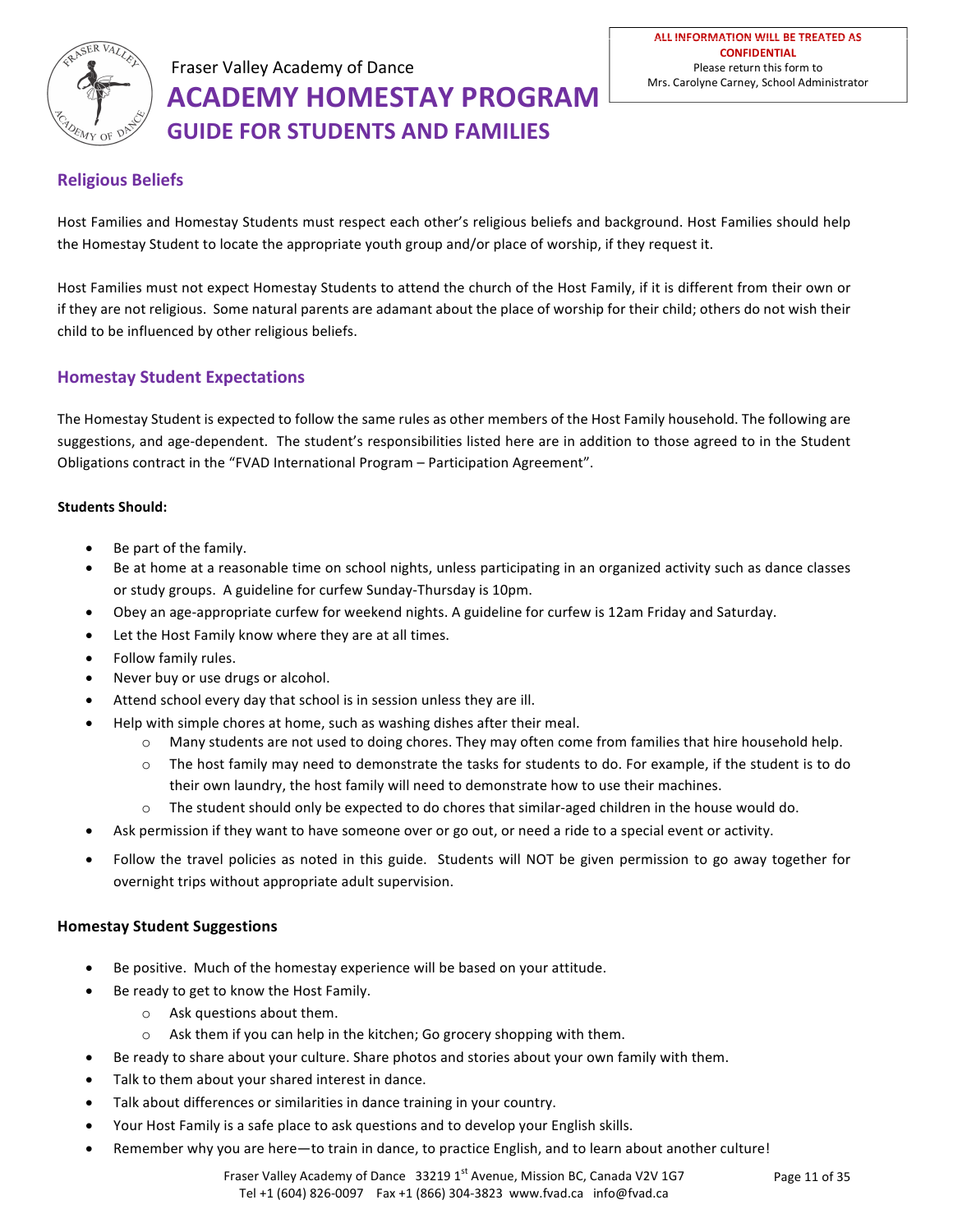## Religious Beliefs

Host Families and Homestay Students must respect each other's religious beliefs and background. Host Families should help the Homestay Student to locate the appropriate youth group and/or place of worship, if they request it.

Host Families must not expect Homestay Students to attend the church of the Host Family, if it is different from their own or if they are not religious. Some natural parents are adamant about the place of worship for their child; others do not wish their child to be influenced by other religious beliefs.

## Homestay Student Expectations

The Homestay Student is expected to follow the same rules as other members of the Host Family household. The following are suggestions, and age-dependent. The student's responsibilities listed here are in addition to those agreed to in the Student Obligations contract in the "FVAD International Program – Participation Agreement".

**Students Should:**

- Be part of the family.
- Be at home at a reasonable time on school nights, unless participating in an organized activity such as dance classes or study groups. A guideline for curfew Sunday-Thursday is 10pm.
- Obey an age-appropriate curfew for weekend nights. A guideline for curfew is 12am Friday and Saturday.
- Let the Host Family know where they are at all times.
- Follow family rules.
- Never buy or use drugs or alcohol.
- Attend school every day that school is in session unless they are ill.
- Help with simple chores at home, such as washing dishes after their meal.
  - Many students are not used to doing chores. They may often come from families that hire household help.
  - The host family may need to demonstrate the tasks for students to do. For example, if the student is to do their own laundry, the host family will need to demonstrate how to use their machines.
  - The student should only be expected to do chores that similar-aged children in the house would do.
- Ask permission if they want to have someone over or go out, or need a ride to a special event or activity.
- Follow the travel policies as noted in this guide. Students will NOT be given permission to go away together for overnight trips without appropriate adult supervision.

### Homestay Student Suggestions

- Be positive. Much of the homestay experience will be based on your attitude.
- Be ready to get to know the Host Family.
  - Ask questions about them.
  - Ask them if you can help in the kitchen; Go grocery shopping with them.
- Be ready to share about your culture. Share photos and stories about your own family with them.
- Talk to them about your shared interest in dance.
- Talk about differences or similarities in dance training in your country.
- Your Host Family is a safe place to ask questions and to develop your English skills.
- Remember why you are here—to train in dance, to practice English, and to learn about another culture!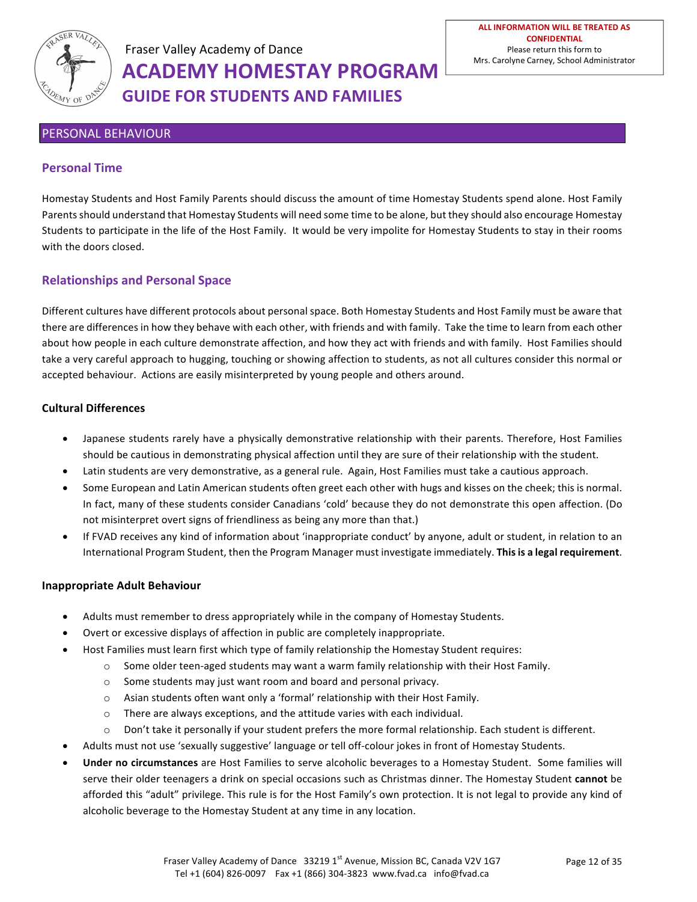## PERSONAL BEHAVIOUR

### Personal Time

Homestay Students and Host Family Parents should discuss the amount of time Homestay Students spend alone. Host Family Parents should understand that Homestay Students will need some time to be alone, but they should also encourage Homestay Students to participate in the life of the Host Family. It would be very impolite for Homestay Students to stay in their rooms with the doors closed.

### Relationships and Personal Space

Different cultures have different protocols about personal space. Both Homestay Students and Host Family must be aware that there are differences in how they behave with each other, with friends and with family. Take the time to learn from each other about how people in each culture demonstrate affection, and how they act with friends and with family. Host Families should take a very careful approach to hugging, touching or showing affection to students, as not all cultures consider this normal or accepted behaviour. Actions are easily misinterpreted by young people and others around.

#### Cultural Differences

- Japanese students rarely have a physically demonstrative relationship with their parents. Therefore, Host Families should be cautious in demonstrating physical affection until they are sure of their relationship with the student.
- Latin students are very demonstrative, as a general rule. Again, Host Families must take a cautious approach.
- Some European and Latin American students often greet each other with hugs and kisses on the cheek; this is normal. In fact, many of these students consider Canadians 'cold' because they do not demonstrate this open affection. (Do not misinterpret overt signs of friendliness as being any more than that.)
- If FVAD receives any kind of information about 'inappropriate conduct' by anyone, adult or student, in relation to an International Program Student, then the Program Manager must investigate immediately. **This is a legal requirement**.

#### Inappropriate Adult Behaviour

- Adults must remember to dress appropriately while in the company of Homestay Students.
- Overt or excessive displays of affection in public are completely inappropriate.
- Host Families must learn first which type of family relationship the Homestay Student requires:
  - Some older teen-aged students may want a warm family relationship with their Host Family.
  - Some students may just want room and board and personal privacy.
  - Asian students often want only a 'formal' relationship with their Host Family.
  - There are always exceptions, and the attitude varies with each individual.
  - Don't take it personally if your student prefers the more formal relationship. Each student is different.
- Adults must not use 'sexually suggestive' language or tell off-colour jokes in front of Homestay Students.
- **Under no circumstances** are Host Families to serve alcoholic beverages to a Homestay Student. Some families will serve their older teenagers a drink on special occasions such as Christmas dinner. The Homestay Student **cannot** be afforded this "adult" privilege. This rule is for the Host Family's own protection. It is not legal to provide any kind of alcoholic beverage to the Homestay Student at any time in any location.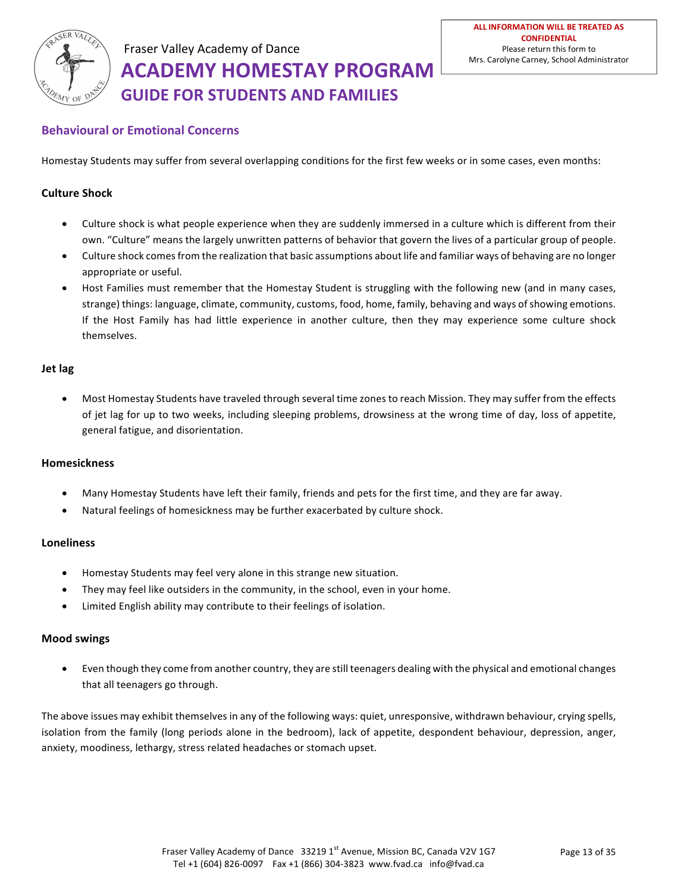## Behavioural or Emotional Concerns

Homestay Students may suffer from several overlapping conditions for the first few weeks or in some cases, even months:

### Culture Shock

- Culture shock is what people experience when they are suddenly immersed in a culture which is different from their own. "Culture" means the largely unwritten patterns of behavior that govern the lives of a particular group of people.
- Culture shock comes from the realization that basic assumptions about life and familiar ways of behaving are no longer appropriate or useful.
- Host Families must remember that the Homestay Student is struggling with the following new (and in many cases, strange) things: language, climate, community, customs, food, home, family, behaving and ways of showing emotions. If the Host Family has had little experience in another culture, then they may experience some culture shock themselves.

### Jet lag

- Most Homestay Students have traveled through several time zones to reach Mission. They may suffer from the effects of jet lag for up to two weeks, including sleeping problems, drowsiness at the wrong time of day, loss of appetite, general fatigue, and disorientation.

### Homesickness

- Many Homestay Students have left their family, friends and pets for the first time, and they are far away.
- Natural feelings of homesickness may be further exacerbated by culture shock.

### Loneliness

- Homestay Students may feel very alone in this strange new situation.
- They may feel like outsiders in the community, in the school, even in your home.
- Limited English ability may contribute to their feelings of isolation.

### Mood swings

- Even though they come from another country, they are still teenagers dealing with the physical and emotional changes that all teenagers go through.

The above issues may exhibit themselves in any of the following ways: quiet, unresponsive, withdrawn behaviour, crying spells, isolation from the family (long periods alone in the bedroom), lack of appetite, despondent behaviour, depression, anger, anxiety, moodiness, lethargy, stress related headaches or stomach upset.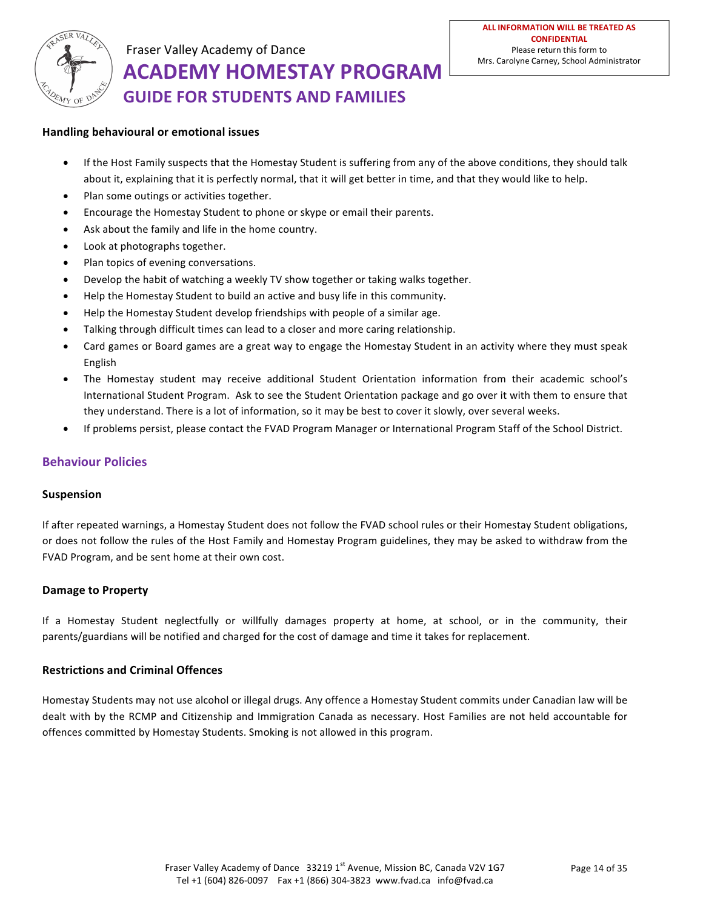**Handling behavioural or emotional issues**

- If the Host Family suspects that the Homestay Student is suffering from any of the above conditions, they should talk about it, explaining that it is perfectly normal, that it will get better in time, and that they would like to help.
- Plan some outings or activities together.
- Encourage the Homestay Student to phone or skype or email their parents.
- Ask about the family and life in the home country.
- Look at photographs together.
- Plan topics of evening conversations.
- Develop the habit of watching a weekly TV show together or taking walks together.
- Help the Homestay Student to build an active and busy life in this community.
- Help the Homestay Student develop friendships with people of a similar age.
- Talking through difficult times can lead to a closer and more caring relationship.
- Card games or Board games are a great way to engage the Homestay Student in an activity where they must speak English
- The Homestay student may receive additional Student Orientation information from their academic school's International Student Program. Ask to see the Student Orientation package and go over it with them to ensure that they understand. There is a lot of information, so it may be best to cover it slowly, over several weeks.
- If problems persist, please contact the FVAD Program Manager or International Program Staff of the School District.

## Behaviour Policies

**Suspension**

If after repeated warnings, a Homestay Student does not follow the FVAD school rules or their Homestay Student obligations, or does not follow the rules of the Host Family and Homestay Program guidelines, they may be asked to withdraw from the FVAD Program, and be sent home at their own cost.

**Damage to Property**

If a Homestay Student neglectfully or willfully damages property at home, at school, or in the community, their parents/guardians will be notified and charged for the cost of damage and time it takes for replacement.

**Restrictions and Criminal Offences**

Homestay Students may not use alcohol or illegal drugs. Any offence a Homestay Student commits under Canadian law will be dealt with by the RCMP and Citizenship and Immigration Canada as necessary. Host Families are not held accountable for offences committed by Homestay Students. Smoking is not allowed in this program.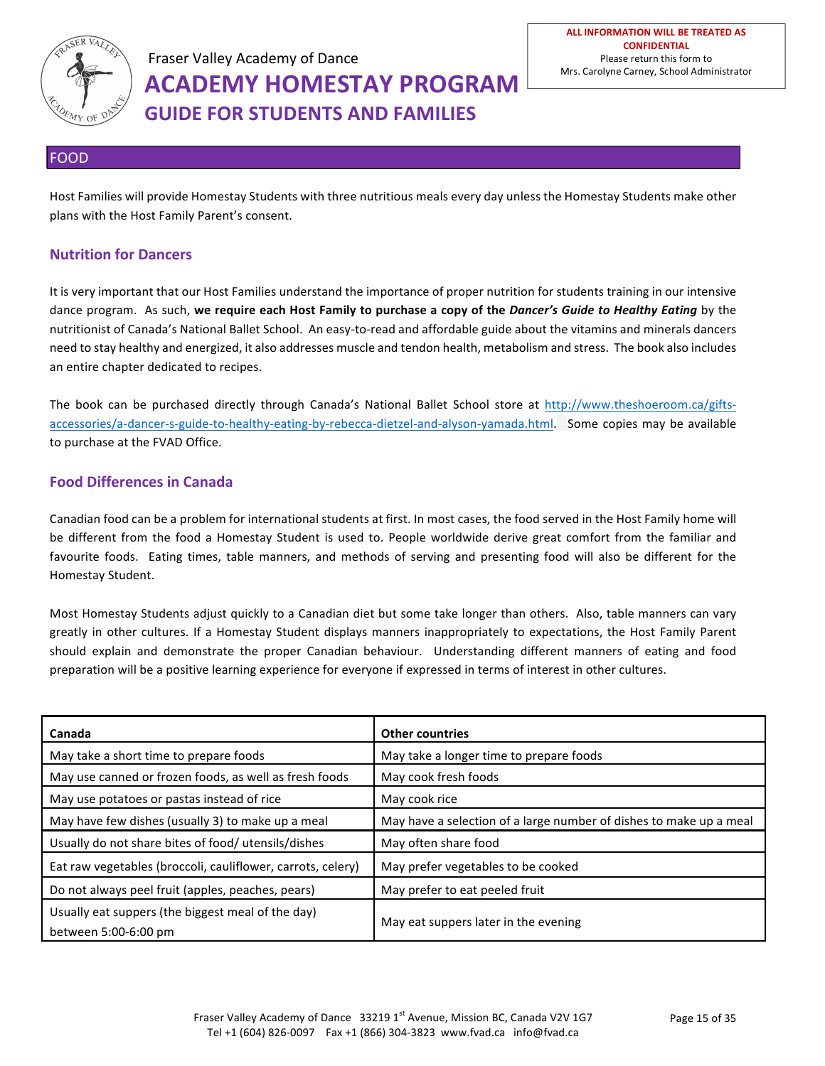# FOOD

Host Families will provide Homestay Students with three nutritious meals every day unless the Homestay Students make other plans with the Host Family Parent's consent.

## Nutrition for Dancers

It is very important that our Host Families understand the importance of proper nutrition for students training in our intensive dance program. As such, **we require each Host Family to purchase a copy of the *Dancer's Guide to Healthy Eating*** by the nutritionist of Canada's National Ballet School. An easy-to-read and affordable guide about the vitamins and minerals dancers need to stay healthy and energized, it also addresses muscle and tendon health, metabolism and stress. The book also includes an entire chapter dedicated to recipes.

The book can be purchased directly through Canada's National Ballet School store at http://www.theshoeroom.ca/gifts-accessories/a-dancer-s-guide-to-healthy-eating-by-rebecca-dietzel-and-alyson-yamada.html. Some copies may be available to purchase at the FVAD Office.

## Food Differences in Canada

Canadian food can be a problem for international students at first. In most cases, the food served in the Host Family home will be different from the food a Homestay Student is used to. People worldwide derive great comfort from the familiar and favourite foods. Eating times, table manners, and methods of serving and presenting food will also be different for the Homestay Student.

Most Homestay Students adjust quickly to a Canadian diet but some take longer than others. Also, table manners can vary greatly in other cultures. If a Homestay Student displays manners inappropriately to expectations, the Host Family Parent should explain and demonstrate the proper Canadian behaviour. Understanding different manners of eating and food preparation will be a positive learning experience for everyone if expressed in terms of interest in other cultures.

| Canada | Other countries |
|---|---|
| May take a short time to prepare foods | May take a longer time to prepare foods |
| May use canned or frozen foods, as well as fresh foods | May cook fresh foods |
| May use potatoes or pastas instead of rice | May cook rice |
| May have few dishes (usually 3) to make up a meal | May have a selection of a large number of dishes to make up a meal |
| Usually do not share bites of food/ utensils/dishes | May often share food |
| Eat raw vegetables (broccoli, cauliflower, carrots, celery) | May prefer vegetables to be cooked |
| Do not always peel fruit (apples, peaches, pears) | May prefer to eat peeled fruit |
| Usually eat suppers (the biggest meal of the day) between 5:00-6:00 pm | May eat suppers later in the evening |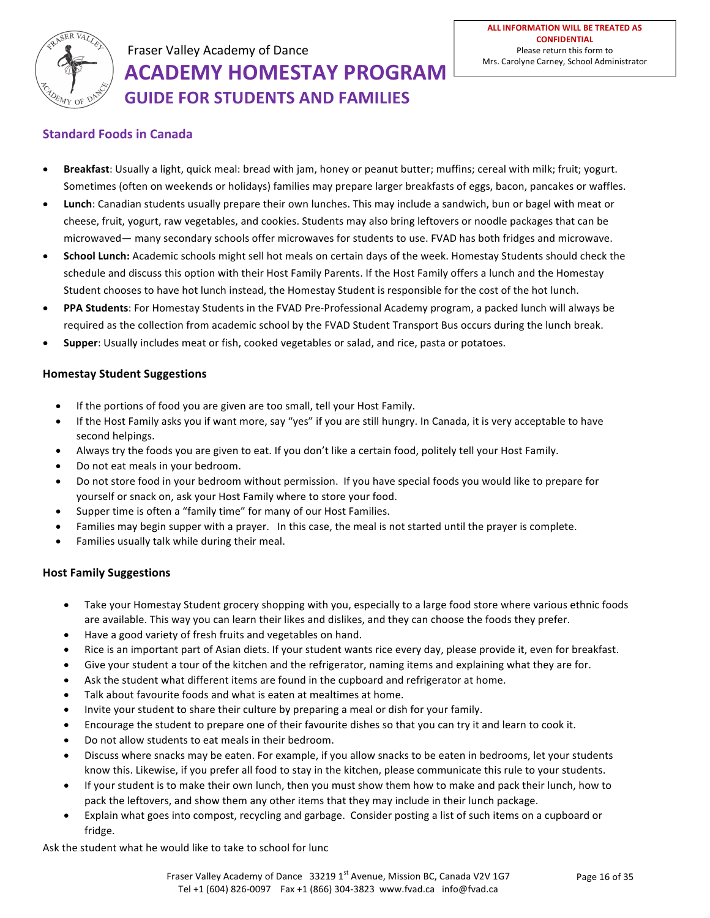## Standard Foods in Canada

- **Breakfast**: Usually a light, quick meal: bread with jam, honey or peanut butter; muffins; cereal with milk; fruit; yogurt. Sometimes (often on weekends or holidays) families may prepare larger breakfasts of eggs, bacon, pancakes or waffles.
- **Lunch**: Canadian students usually prepare their own lunches. This may include a sandwich, bun or bagel with meat or cheese, fruit, yogurt, raw vegetables, and cookies. Students may also bring leftovers or noodle packages that can be microwaved— many secondary schools offer microwaves for students to use. FVAD has both fridges and microwave.
- **School Lunch:** Academic schools might sell hot meals on certain days of the week. Homestay Students should check the schedule and discuss this option with their Host Family Parents. If the Host Family offers a lunch and the Homestay Student chooses to have hot lunch instead, the Homestay Student is responsible for the cost of the hot lunch.
- **PPA Students**: For Homestay Students in the FVAD Pre-Professional Academy program, a packed lunch will always be required as the collection from academic school by the FVAD Student Transport Bus occurs during the lunch break.
- **Supper**: Usually includes meat or fish, cooked vegetables or salad, and rice, pasta or potatoes.

### Homestay Student Suggestions

- If the portions of food you are given are too small, tell your Host Family.
- If the Host Family asks you if want more, say "yes" if you are still hungry. In Canada, it is very acceptable to have second helpings.
- Always try the foods you are given to eat. If you don't like a certain food, politely tell your Host Family.
- Do not eat meals in your bedroom.
- Do not store food in your bedroom without permission. If you have special foods you would like to prepare for yourself or snack on, ask your Host Family where to store your food.
- Supper time is often a "family time" for many of our Host Families.
- Families may begin supper with a prayer. In this case, the meal is not started until the prayer is complete.
- Families usually talk while during their meal.

### Host Family Suggestions

- Take your Homestay Student grocery shopping with you, especially to a large food store where various ethnic foods are available. This way you can learn their likes and dislikes, and they can choose the foods they prefer.
- Have a good variety of fresh fruits and vegetables on hand.
- Rice is an important part of Asian diets. If your student wants rice every day, please provide it, even for breakfast.
- Give your student a tour of the kitchen and the refrigerator, naming items and explaining what they are for.
- Ask the student what different items are found in the cupboard and refrigerator at home.
- Talk about favourite foods and what is eaten at mealtimes at home.
- Invite your student to share their culture by preparing a meal or dish for your family.
- Encourage the student to prepare one of their favourite dishes so that you can try it and learn to cook it.
- Do not allow students to eat meals in their bedroom.
- Discuss where snacks may be eaten. For example, if you allow snacks to be eaten in bedrooms, let your students know this. Likewise, if you prefer all food to stay in the kitchen, please communicate this rule to your students.
- If your student is to make their own lunch, then you must show them how to make and pack their lunch, how to pack the leftovers, and show them any other items that they may include in their lunch package.
- Explain what goes into compost, recycling and garbage. Consider posting a list of such items on a cupboard or fridge.

Ask the student what he would like to take to school for lunc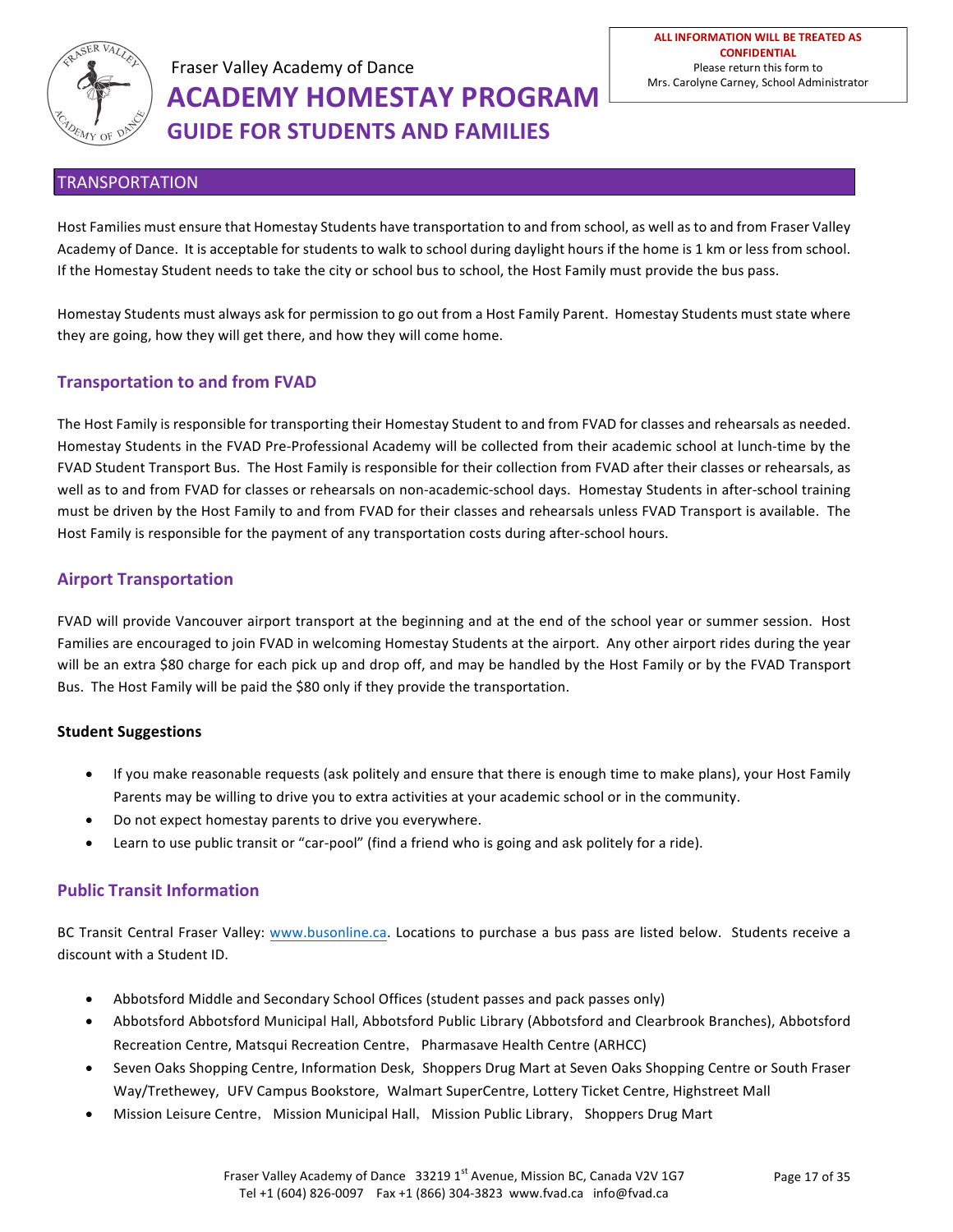## TRANSPORTATION

Host Families must ensure that Homestay Students have transportation to and from school, as well as to and from Fraser Valley Academy of Dance. It is acceptable for students to walk to school during daylight hours if the home is 1 km or less from school. If the Homestay Student needs to take the city or school bus to school, the Host Family must provide the bus pass.

Homestay Students must always ask for permission to go out from a Host Family Parent. Homestay Students must state where they are going, how they will get there, and how they will come home.

### Transportation to and from FVAD

The Host Family is responsible for transporting their Homestay Student to and from FVAD for classes and rehearsals as needed. Homestay Students in the FVAD Pre-Professional Academy will be collected from their academic school at lunch-time by the FVAD Student Transport Bus. The Host Family is responsible for their collection from FVAD after their classes or rehearsals, as well as to and from FVAD for classes or rehearsals on non-academic-school days. Homestay Students in after-school training must be driven by the Host Family to and from FVAD for their classes and rehearsals unless FVAD Transport is available. The Host Family is responsible for the payment of any transportation costs during after-school hours.

### Airport Transportation

FVAD will provide Vancouver airport transport at the beginning and at the end of the school year or summer session. Host Families are encouraged to join FVAD in welcoming Homestay Students at the airport. Any other airport rides during the year will be an extra $80 charge for each pick up and drop off, and may be handled by the Host Family or by the FVAD Transport Bus. The Host Family will be paid the $80 only if they provide the transportation.

**Student Suggestions**

- If you make reasonable requests (ask politely and ensure that there is enough time to make plans), your Host Family Parents may be willing to drive you to extra activities at your academic school or in the community.
- Do not expect homestay parents to drive you everywhere.
- Learn to use public transit or "car-pool" (find a friend who is going and ask politely for a ride).

### Public Transit Information

BC Transit Central Fraser Valley: www.busonline.ca. Locations to purchase a bus pass are listed below. Students receive a discount with a Student ID.

- Abbotsford Middle and Secondary School Offices (student passes and pack passes only)
- Abbotsford Abbotsford Municipal Hall, Abbotsford Public Library (Abbotsford and Clearbrook Branches), Abbotsford Recreation Centre, Matsqui Recreation Centre, Pharmasave Health Centre (ARHCC)
- Seven Oaks Shopping Centre, Information Desk, Shoppers Drug Mart at Seven Oaks Shopping Centre or South Fraser Way/Trethewey, UFV Campus Bookstore, Walmart SuperCentre, Lottery Ticket Centre, Highstreet Mall
- Mission Leisure Centre, Mission Municipal Hall, Mission Public Library, Shoppers Drug Mart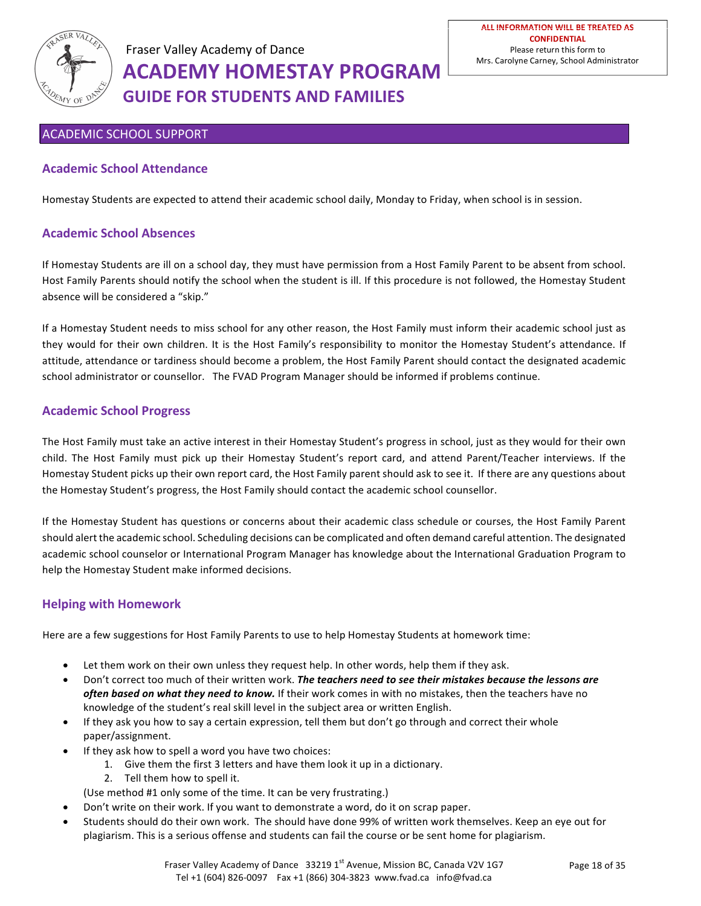ALL INFORMATION WILL BE TREATED AS CONFIDENTIAL
Please return this form to
Mrs. Carolyne Carney, School Administrator

Fraser Valley Academy of Dance

# ACADEMY HOMESTAY PROGRAM

## GUIDE FOR STUDENTS AND FAMILIES

## ACADEMIC SCHOOL SUPPORT

### Academic School Attendance

Homestay Students are expected to attend their academic school daily, Monday to Friday, when school is in session.

### Academic School Absences

If Homestay Students are ill on a school day, they must have permission from a Host Family Parent to be absent from school. Host Family Parents should notify the school when the student is ill. If this procedure is not followed, the Homestay Student absence will be considered a "skip."

If a Homestay Student needs to miss school for any other reason, the Host Family must inform their academic school just as they would for their own children. It is the Host Family's responsibility to monitor the Homestay Student's attendance. If attitude, attendance or tardiness should become a problem, the Host Family Parent should contact the designated academic school administrator or counsellor. The FVAD Program Manager should be informed if problems continue.

### Academic School Progress

The Host Family must take an active interest in their Homestay Student's progress in school, just as they would for their own child. The Host Family must pick up their Homestay Student's report card, and attend Parent/Teacher interviews. If the Homestay Student picks up their own report card, the Host Family parent should ask to see it. If there are any questions about the Homestay Student's progress, the Host Family should contact the academic school counsellor.

If the Homestay Student has questions or concerns about their academic class schedule or courses, the Host Family Parent should alert the academic school. Scheduling decisions can be complicated and often demand careful attention. The designated academic school counselor or International Program Manager has knowledge about the International Graduation Program to help the Homestay Student make informed decisions.

### Helping with Homework

Here are a few suggestions for Host Family Parents to use to help Homestay Students at homework time:

- Let them work on their own unless they request help. In other words, help them if they ask.
- Don't correct too much of their written work. ***The teachers need to see their mistakes because the lessons are often based on what they need to know.*** If their work comes in with no mistakes, then the teachers have no knowledge of the student's real skill level in the subject area or written English.
- If they ask you how to say a certain expression, tell them but don't go through and correct their whole paper/assignment.
- If they ask how to spell a word you have two choices:
  1. Give them the first 3 letters and have them look it up in a dictionary.
  2. Tell them how to spell it.

  (Use method #1 only some of the time. It can be very frustrating.)
- Don't write on their work. If you want to demonstrate a word, do it on scrap paper.
- Students should do their own work. The should have done 99% of written work themselves. Keep an eye out for plagiarism. This is a serious offense and students can fail the course or be sent home for plagiarism.

Fraser Valley Academy of Dance 33219 1st Avenue, Mission BC, Canada V2V 1G7
Tel +1 (604) 826-0097 Fax +1 (866) 304-3823 www.fvad.ca info@fvad.ca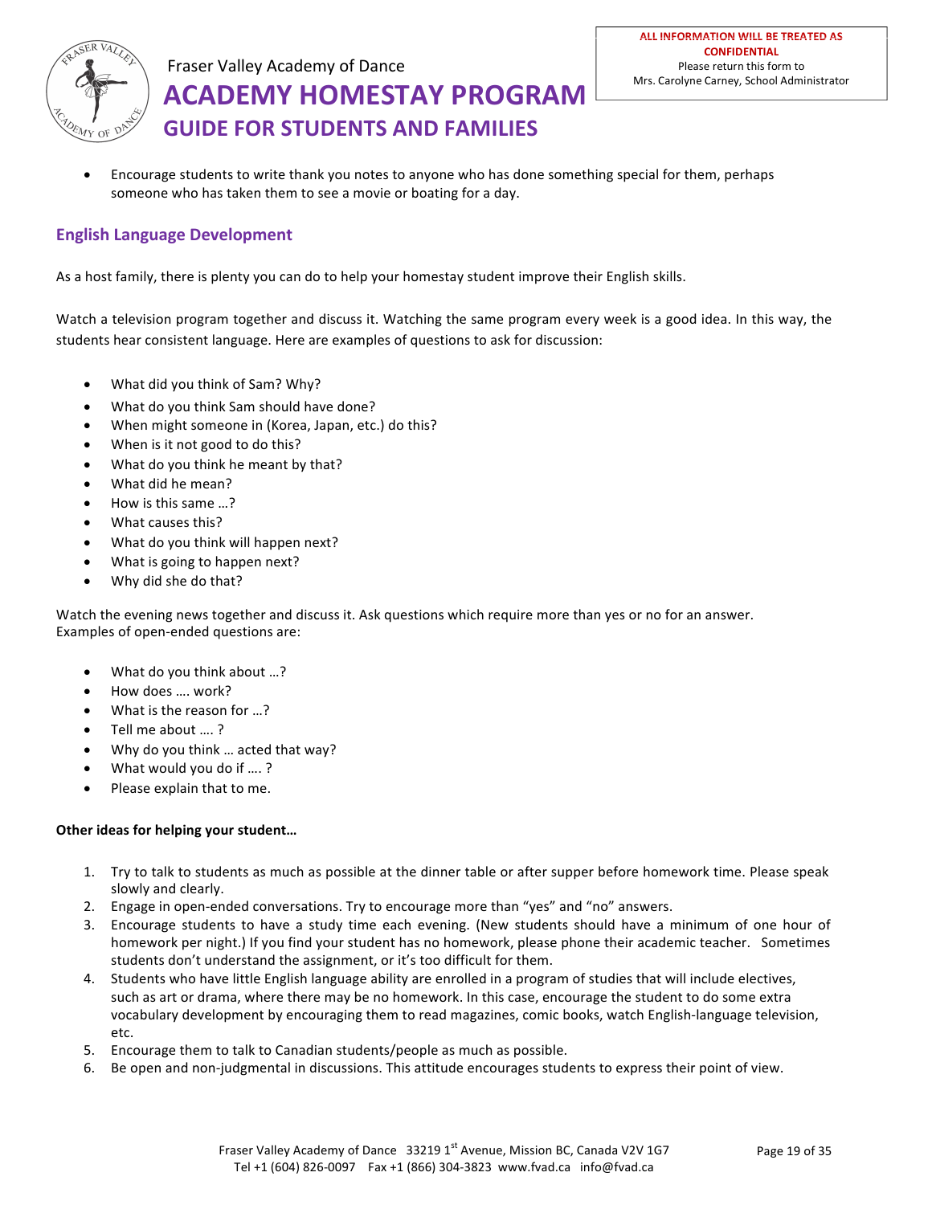- Encourage students to write thank you notes to anyone who has done something special for them, perhaps someone who has taken them to see a movie or boating for a day.

## English Language Development

As a host family, there is plenty you can do to help your homestay student improve their English skills.

Watch a television program together and discuss it. Watching the same program every week is a good idea. In this way, the students hear consistent language. Here are examples of questions to ask for discussion:

- What did you think of Sam? Why?
- What do you think Sam should have done?
- When might someone in (Korea, Japan, etc.) do this?
- When is it not good to do this?
- What do you think he meant by that?
- What did he mean?
- How is this same …?
- What causes this?
- What do you think will happen next?
- What is going to happen next?
- Why did she do that?

Watch the evening news together and discuss it. Ask questions which require more than yes or no for an answer. Examples of open-ended questions are:

- What do you think about …?
- How does …. work?
- What is the reason for …?
- Tell me about …. ?
- Why do you think … acted that way?
- What would you do if …. ?
- Please explain that to me.

**Other ideas for helping your student…**

1. Try to talk to students as much as possible at the dinner table or after supper before homework time. Please speak slowly and clearly.
2. Engage in open-ended conversations. Try to encourage more than "yes" and "no" answers.
3. Encourage students to have a study time each evening. (New students should have a minimum of one hour of homework per night.) If you find your student has no homework, please phone their academic teacher. Sometimes students don't understand the assignment, or it's too difficult for them.
4. Students who have little English language ability are enrolled in a program of studies that will include electives, such as art or drama, where there may be no homework. In this case, encourage the student to do some extra vocabulary development by encouraging them to read magazines, comic books, watch English-language television, etc.
5. Encourage them to talk to Canadian students/people as much as possible.
6. Be open and non-judgmental in discussions. This attitude encourages students to express their point of view.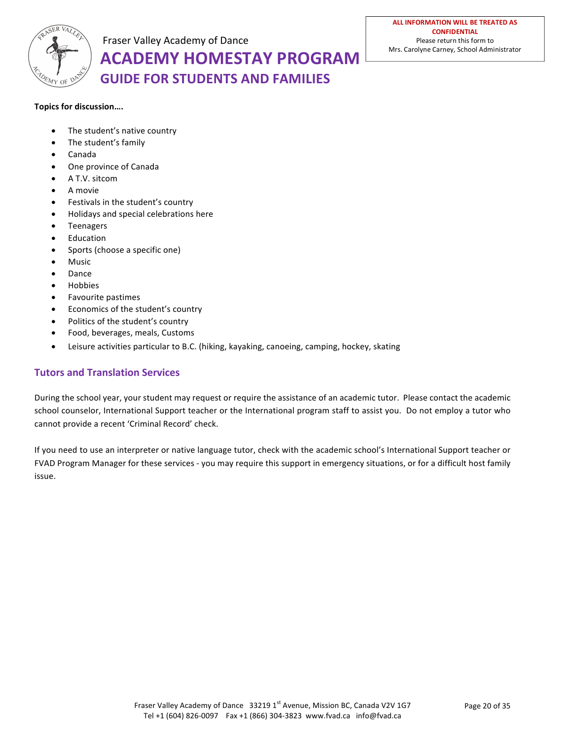**Topics for discussion….**

- The student's native country
- The student's family
- Canada
- One province of Canada
- A T.V. sitcom
- A movie
- Festivals in the student's country
- Holidays and special celebrations here
- Teenagers
- Education
- Sports (choose a specific one)
- Music
- Dance
- Hobbies
- Favourite pastimes
- Economics of the student's country
- Politics of the student's country
- Food, beverages, meals, Customs
- Leisure activities particular to B.C. (hiking, kayaking, canoeing, camping, hockey, skating

## Tutors and Translation Services

During the school year, your student may request or require the assistance of an academic tutor. Please contact the academic school counselor, International Support teacher or the International program staff to assist you. Do not employ a tutor who cannot provide a recent 'Criminal Record' check.

If you need to use an interpreter or native language tutor, check with the academic school's International Support teacher or FVAD Program Manager for these services - you may require this support in emergency situations, or for a difficult host family issue.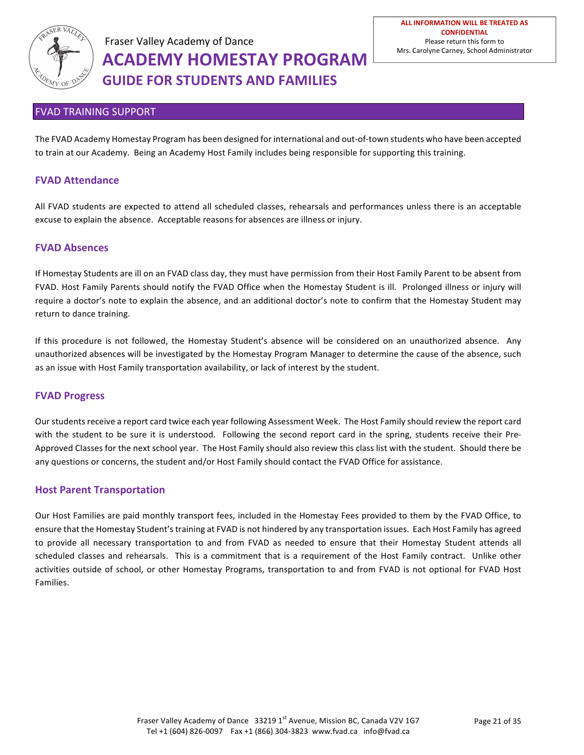Fraser Valley Academy of Dance

# ACADEMY HOMESTAY PROGRAM

## GUIDE FOR STUDENTS AND FAMILIES

**ALL INFORMATION WILL BE TREATED AS CONFIDENTIAL**
Please return this form to
Mrs. Carolyne Carney, School Administrator

## FVAD TRAINING SUPPORT

The FVAD Academy Homestay Program has been designed for international and out-of-town students who have been accepted to train at our Academy. Being an Academy Host Family includes being responsible for supporting this training.

### FVAD Attendance

All FVAD students are expected to attend all scheduled classes, rehearsals and performances unless there is an acceptable excuse to explain the absence. Acceptable reasons for absences are illness or injury.

### FVAD Absences

If Homestay Students are ill on an FVAD class day, they must have permission from their Host Family Parent to be absent from FVAD. Host Family Parents should notify the FVAD Office when the Homestay Student is ill. Prolonged illness or injury will require a doctor's note to explain the absence, and an additional doctor's note to confirm that the Homestay Student may return to dance training.

If this procedure is not followed, the Homestay Student's absence will be considered on an unauthorized absence. Any unauthorized absences will be investigated by the Homestay Program Manager to determine the cause of the absence, such as an issue with Host Family transportation availability, or lack of interest by the student.

### FVAD Progress

Our students receive a report card twice each year following Assessment Week. The Host Family should review the report card with the student to be sure it is understood. Following the second report card in the spring, students receive their Pre-Approved Classes for the next school year. The Host Family should also review this class list with the student. Should there be any questions or concerns, the student and/or Host Family should contact the FVAD Office for assistance.

### Host Parent Transportation

Our Host Families are paid monthly transport fees, included in the Homestay Fees provided to them by the FVAD Office, to ensure that the Homestay Student's training at FVAD is not hindered by any transportation issues. Each Host Family has agreed to provide all necessary transportation to and from FVAD as needed to ensure that their Homestay Student attends all scheduled classes and rehearsals. This is a commitment that is a requirement of the Host Family contract. Unlike other activities outside of school, or other Homestay Programs, transportation to and from FVAD is not optional for FVAD Host Families.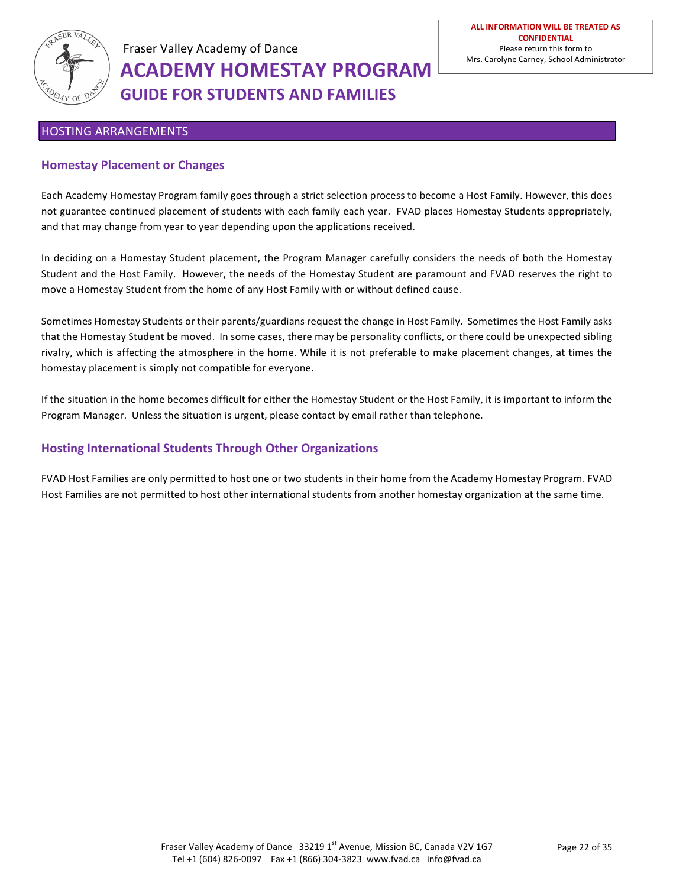## HOSTING ARRANGEMENTS

### Homestay Placement or Changes

Each Academy Homestay Program family goes through a strict selection process to become a Host Family. However, this does not guarantee continued placement of students with each family each year. FVAD places Homestay Students appropriately, and that may change from year to year depending upon the applications received.

In deciding on a Homestay Student placement, the Program Manager carefully considers the needs of both the Homestay Student and the Host Family. However, the needs of the Homestay Student are paramount and FVAD reserves the right to move a Homestay Student from the home of any Host Family with or without defined cause.

Sometimes Homestay Students or their parents/guardians request the change in Host Family. Sometimes the Host Family asks that the Homestay Student be moved. In some cases, there may be personality conflicts, or there could be unexpected sibling rivalry, which is affecting the atmosphere in the home. While it is not preferable to make placement changes, at times the homestay placement is simply not compatible for everyone.

If the situation in the home becomes difficult for either the Homestay Student or the Host Family, it is important to inform the Program Manager. Unless the situation is urgent, please contact by email rather than telephone.

### Hosting International Students Through Other Organizations

FVAD Host Families are only permitted to host one or two students in their home from the Academy Homestay Program. FVAD Host Families are not permitted to host other international students from another homestay organization at the same time.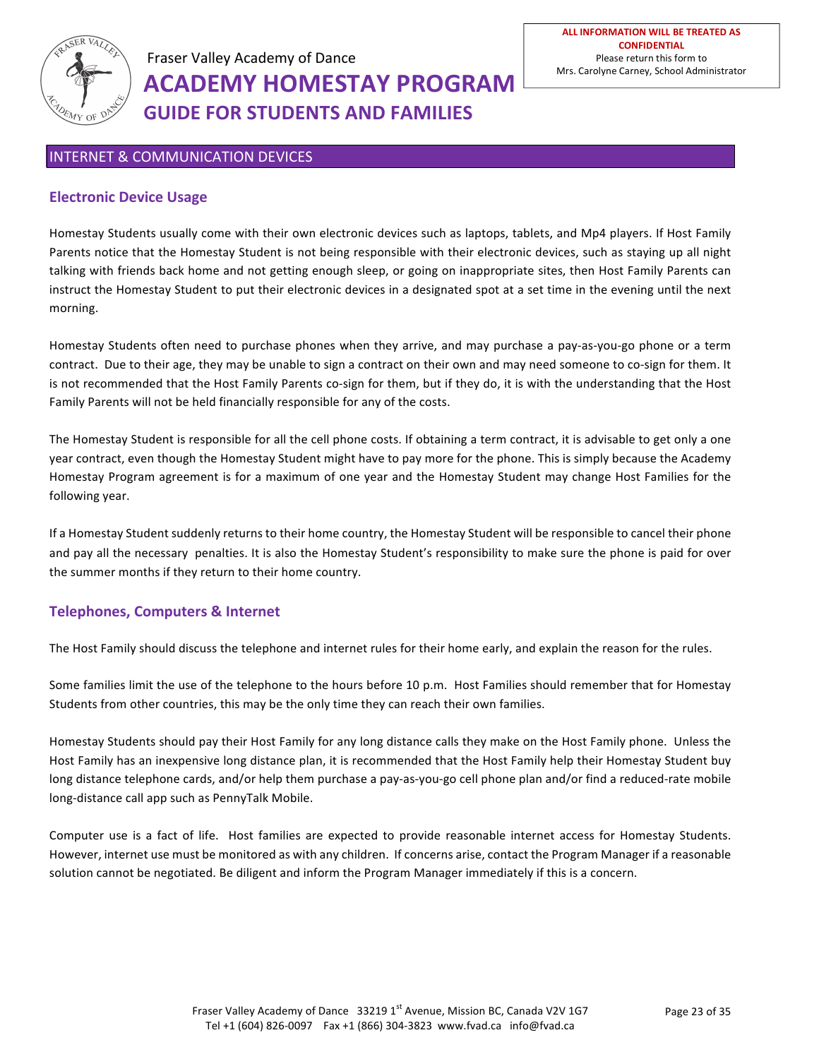## INTERNET & COMMUNICATION DEVICES

### Electronic Device Usage

Homestay Students usually come with their own electronic devices such as laptops, tablets, and Mp4 players. If Host Family Parents notice that the Homestay Student is not being responsible with their electronic devices, such as staying up all night talking with friends back home and not getting enough sleep, or going on inappropriate sites, then Host Family Parents can instruct the Homestay Student to put their electronic devices in a designated spot at a set time in the evening until the next morning.

Homestay Students often need to purchase phones when they arrive, and may purchase a pay-as-you-go phone or a term contract. Due to their age, they may be unable to sign a contract on their own and may need someone to co-sign for them. It is not recommended that the Host Family Parents co-sign for them, but if they do, it is with the understanding that the Host Family Parents will not be held financially responsible for any of the costs.

The Homestay Student is responsible for all the cell phone costs. If obtaining a term contract, it is advisable to get only a one year contract, even though the Homestay Student might have to pay more for the phone. This is simply because the Academy Homestay Program agreement is for a maximum of one year and the Homestay Student may change Host Families for the following year.

If a Homestay Student suddenly returns to their home country, the Homestay Student will be responsible to cancel their phone and pay all the necessary penalties. It is also the Homestay Student's responsibility to make sure the phone is paid for over the summer months if they return to their home country.

### Telephones, Computers & Internet

The Host Family should discuss the telephone and internet rules for their home early, and explain the reason for the rules.

Some families limit the use of the telephone to the hours before 10 p.m. Host Families should remember that for Homestay Students from other countries, this may be the only time they can reach their own families.

Homestay Students should pay their Host Family for any long distance calls they make on the Host Family phone. Unless the Host Family has an inexpensive long distance plan, it is recommended that the Host Family help their Homestay Student buy long distance telephone cards, and/or help them purchase a pay-as-you-go cell phone plan and/or find a reduced-rate mobile long-distance call app such as PennyTalk Mobile.

Computer use is a fact of life. Host families are expected to provide reasonable internet access for Homestay Students. However, internet use must be monitored as with any children. If concerns arise, contact the Program Manager if a reasonable solution cannot be negotiated. Be diligent and inform the Program Manager immediately if this is a concern.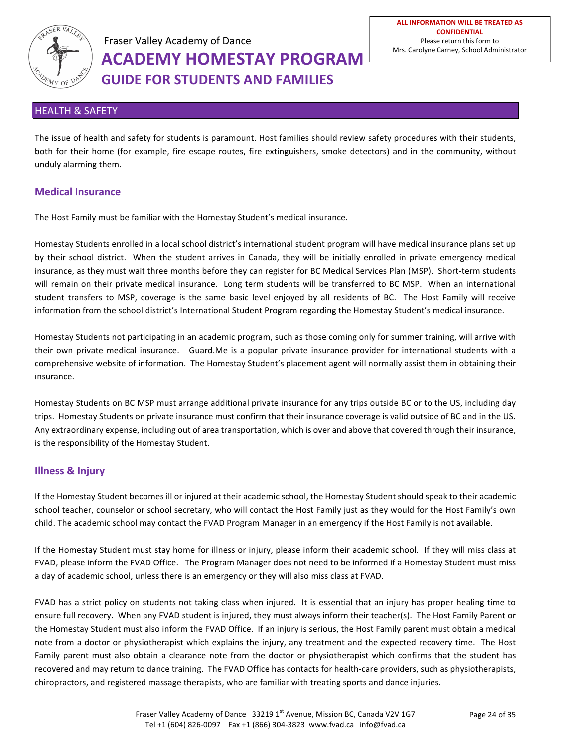## HEALTH & SAFETY

The issue of health and safety for students is paramount. Host families should review safety procedures with their students, both for their home (for example, fire escape routes, fire extinguishers, smoke detectors) and in the community, without unduly alarming them.

### Medical Insurance

The Host Family must be familiar with the Homestay Student's medical insurance.

Homestay Students enrolled in a local school district's international student program will have medical insurance plans set up by their school district. When the student arrives in Canada, they will be initially enrolled in private emergency medical insurance, as they must wait three months before they can register for BC Medical Services Plan (MSP). Short-term students will remain on their private medical insurance. Long term students will be transferred to BC MSP. When an international student transfers to MSP, coverage is the same basic level enjoyed by all residents of BC. The Host Family will receive information from the school district's International Student Program regarding the Homestay Student's medical insurance.

Homestay Students not participating in an academic program, such as those coming only for summer training, will arrive with their own private medical insurance. Guard.Me is a popular private insurance provider for international students with a comprehensive website of information. The Homestay Student's placement agent will normally assist them in obtaining their insurance.

Homestay Students on BC MSP must arrange additional private insurance for any trips outside BC or to the US, including day trips. Homestay Students on private insurance must confirm that their insurance coverage is valid outside of BC and in the US. Any extraordinary expense, including out of area transportation, which is over and above that covered through their insurance, is the responsibility of the Homestay Student.

### Illness & Injury

If the Homestay Student becomes ill or injured at their academic school, the Homestay Student should speak to their academic school teacher, counselor or school secretary, who will contact the Host Family just as they would for the Host Family's own child. The academic school may contact the FVAD Program Manager in an emergency if the Host Family is not available.

If the Homestay Student must stay home for illness or injury, please inform their academic school. If they will miss class at FVAD, please inform the FVAD Office. The Program Manager does not need to be informed if a Homestay Student must miss a day of academic school, unless there is an emergency or they will also miss class at FVAD.

FVAD has a strict policy on students not taking class when injured. It is essential that an injury has proper healing time to ensure full recovery. When any FVAD student is injured, they must always inform their teacher(s). The Host Family Parent or the Homestay Student must also inform the FVAD Office. If an injury is serious, the Host Family parent must obtain a medical note from a doctor or physiotherapist which explains the injury, any treatment and the expected recovery time. The Host Family parent must also obtain a clearance note from the doctor or physiotherapist which confirms that the student has recovered and may return to dance training. The FVAD Office has contacts for health-care providers, such as physiotherapists, chiropractors, and registered massage therapists, who are familiar with treating sports and dance injuries.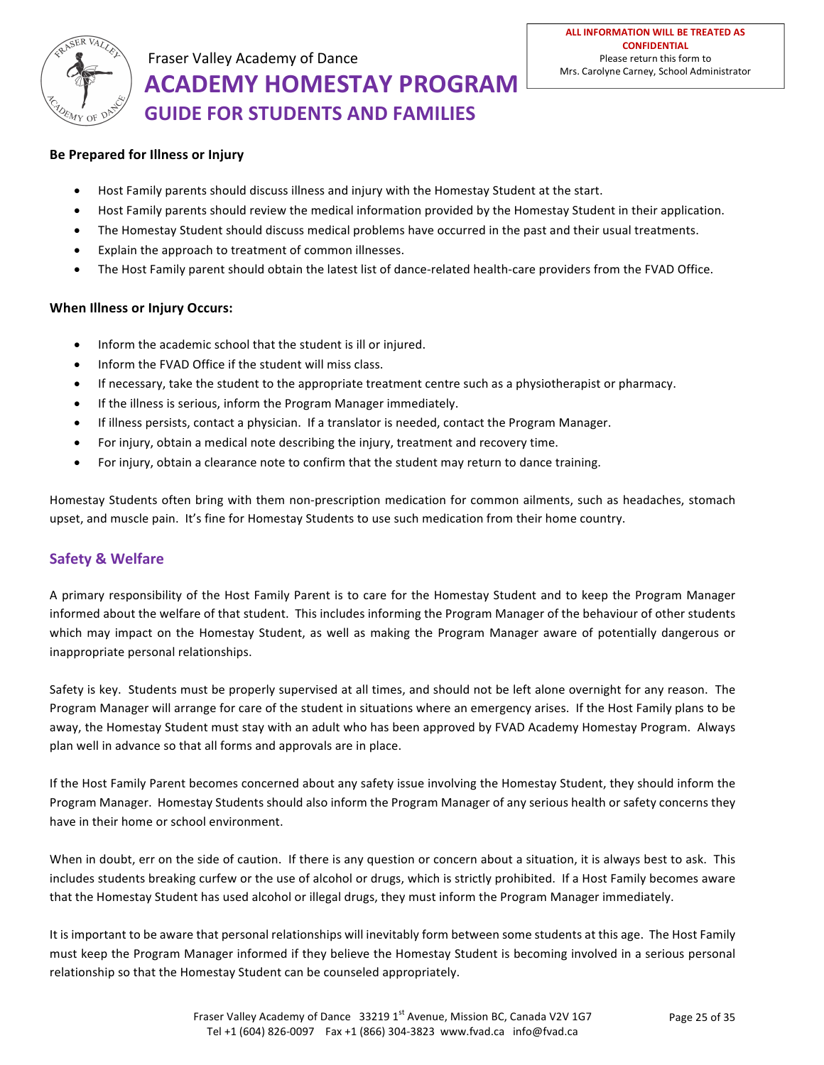### Be Prepared for Illness or Injury

- Host Family parents should discuss illness and injury with the Homestay Student at the start.
- Host Family parents should review the medical information provided by the Homestay Student in their application.
- The Homestay Student should discuss medical problems have occurred in the past and their usual treatments.
- Explain the approach to treatment of common illnesses.
- The Host Family parent should obtain the latest list of dance-related health-care providers from the FVAD Office.

### When Illness or Injury Occurs:

- Inform the academic school that the student is ill or injured.
- Inform the FVAD Office if the student will miss class.
- If necessary, take the student to the appropriate treatment centre such as a physiotherapist or pharmacy.
- If the illness is serious, inform the Program Manager immediately.
- If illness persists, contact a physician. If a translator is needed, contact the Program Manager.
- For injury, obtain a medical note describing the injury, treatment and recovery time.
- For injury, obtain a clearance note to confirm that the student may return to dance training.

Homestay Students often bring with them non-prescription medication for common ailments, such as headaches, stomach upset, and muscle pain. It's fine for Homestay Students to use such medication from their home country.

## Safety & Welfare

A primary responsibility of the Host Family Parent is to care for the Homestay Student and to keep the Program Manager informed about the welfare of that student. This includes informing the Program Manager of the behaviour of other students which may impact on the Homestay Student, as well as making the Program Manager aware of potentially dangerous or inappropriate personal relationships.

Safety is key. Students must be properly supervised at all times, and should not be left alone overnight for any reason. The Program Manager will arrange for care of the student in situations where an emergency arises. If the Host Family plans to be away, the Homestay Student must stay with an adult who has been approved by FVAD Academy Homestay Program. Always plan well in advance so that all forms and approvals are in place.

If the Host Family Parent becomes concerned about any safety issue involving the Homestay Student, they should inform the Program Manager. Homestay Students should also inform the Program Manager of any serious health or safety concerns they have in their home or school environment.

When in doubt, err on the side of caution. If there is any question or concern about a situation, it is always best to ask. This includes students breaking curfew or the use of alcohol or drugs, which is strictly prohibited. If a Host Family becomes aware that the Homestay Student has used alcohol or illegal drugs, they must inform the Program Manager immediately.

It is important to be aware that personal relationships will inevitably form between some students at this age. The Host Family must keep the Program Manager informed if they believe the Homestay Student is becoming involved in a serious personal relationship so that the Homestay Student can be counseled appropriately.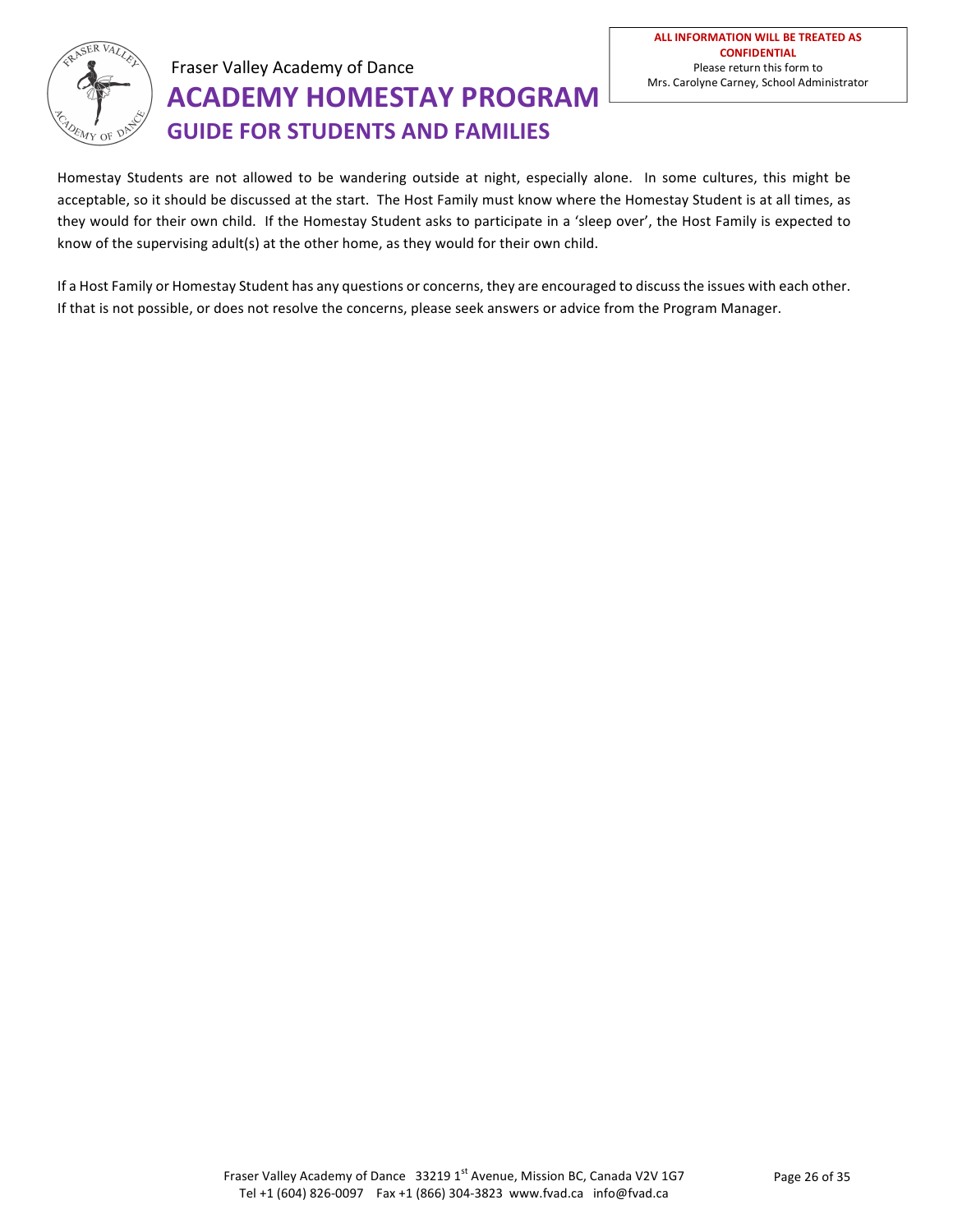Homestay Students are not allowed to be wandering outside at night, especially alone. In some cultures, this might be acceptable, so it should be discussed at the start. The Host Family must know where the Homestay Student is at all times, as they would for their own child. If the Homestay Student asks to participate in a 'sleep over', the Host Family is expected to know of the supervising adult(s) at the other home, as they would for their own child.

If a Host Family or Homestay Student has any questions or concerns, they are encouraged to discuss the issues with each other. If that is not possible, or does not resolve the concerns, please seek answers or advice from the Program Manager.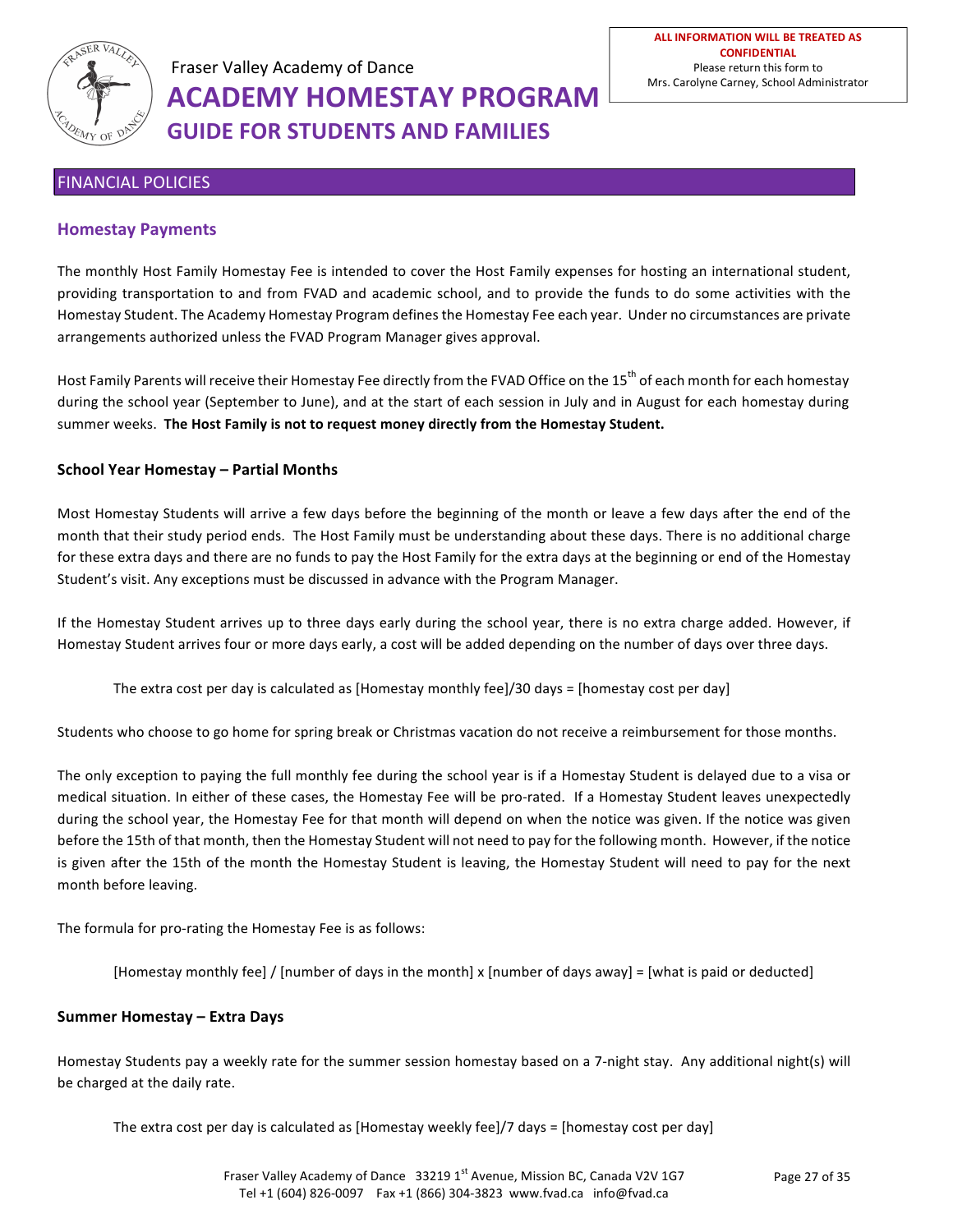# ACADEMY HOMESTAY PROGRAM

## GUIDE FOR STUDENTS AND FAMILIES

Fraser Valley Academy of Dance

**ALL INFORMATION WILL BE TREATED AS CONFIDENTIAL**
Please return this form to
Mrs. Carolyne Carney, School Administrator

## FINANCIAL POLICIES

### Homestay Payments

The monthly Host Family Homestay Fee is intended to cover the Host Family expenses for hosting an international student, providing transportation to and from FVAD and academic school, and to provide the funds to do some activities with the Homestay Student. The Academy Homestay Program defines the Homestay Fee each year. Under no circumstances are private arrangements authorized unless the FVAD Program Manager gives approval.

Host Family Parents will receive their Homestay Fee directly from the FVAD Office on the 15th of each month for each homestay during the school year (September to June), and at the start of each session in July and in August for each homestay during summer weeks. **The Host Family is not to request money directly from the Homestay Student.**

#### School Year Homestay – Partial Months

Most Homestay Students will arrive a few days before the beginning of the month or leave a few days after the end of the month that their study period ends. The Host Family must be understanding about these days. There is no additional charge for these extra days and there are no funds to pay the Host Family for the extra days at the beginning or end of the Homestay Student's visit. Any exceptions must be discussed in advance with the Program Manager.

If the Homestay Student arrives up to three days early during the school year, there is no extra charge added. However, if Homestay Student arrives four or more days early, a cost will be added depending on the number of days over three days.

The extra cost per day is calculated as [Homestay monthly fee]/30 days = [homestay cost per day]

Students who choose to go home for spring break or Christmas vacation do not receive a reimbursement for those months.

The only exception to paying the full monthly fee during the school year is if a Homestay Student is delayed due to a visa or medical situation. In either of these cases, the Homestay Fee will be pro-rated. If a Homestay Student leaves unexpectedly during the school year, the Homestay Fee for that month will depend on when the notice was given. If the notice was given before the 15th of that month, then the Homestay Student will not need to pay for the following month. However, if the notice is given after the 15th of the month the Homestay Student is leaving, the Homestay Student will need to pay for the next month before leaving.

The formula for pro-rating the Homestay Fee is as follows:

[Homestay monthly fee] / [number of days in the month] x [number of days away] = [what is paid or deducted]

#### Summer Homestay – Extra Days

Homestay Students pay a weekly rate for the summer session homestay based on a 7-night stay. Any additional night(s) will be charged at the daily rate.

The extra cost per day is calculated as [Homestay weekly fee]/7 days = [homestay cost per day]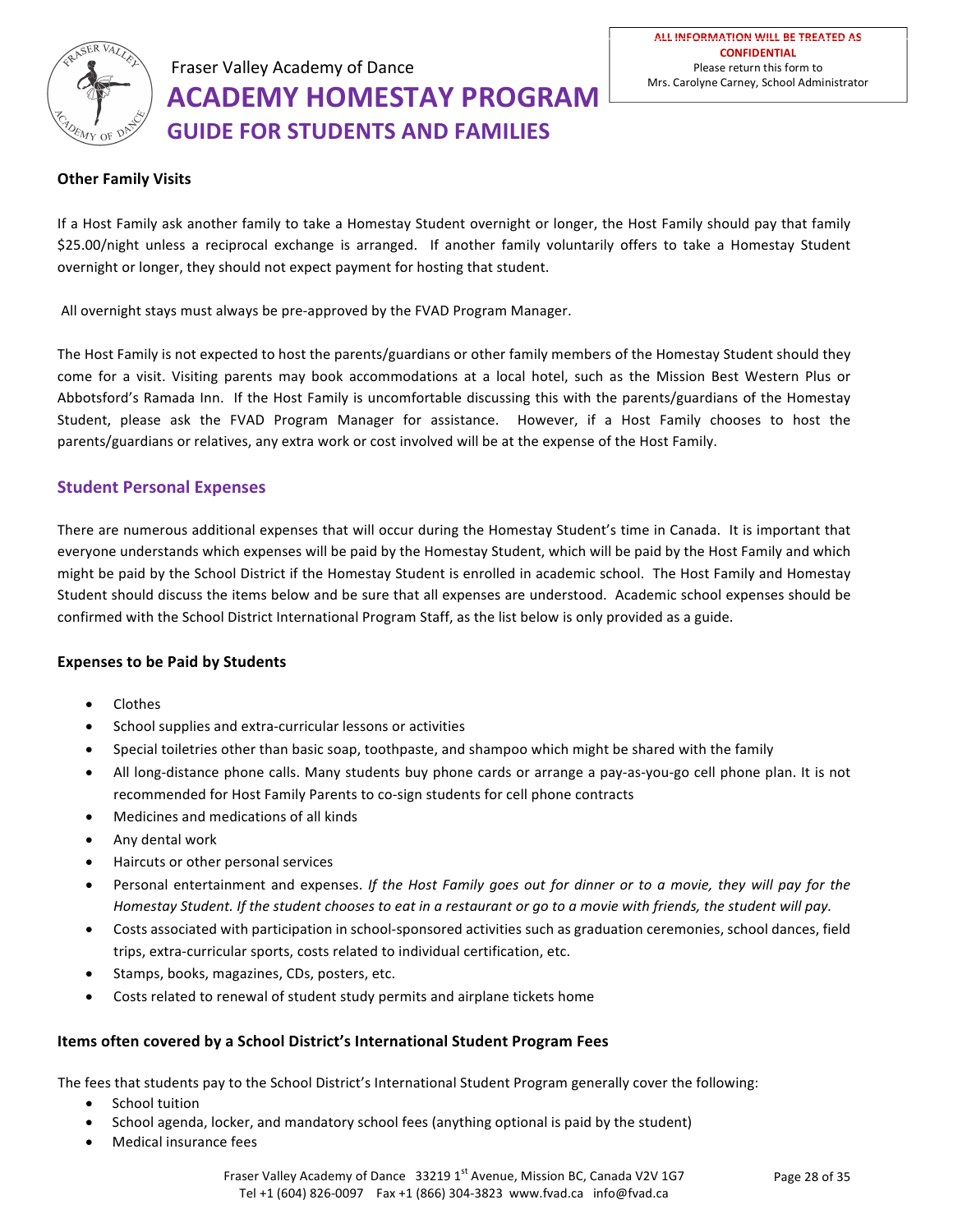## Other Family Visits

If a Host Family ask another family to take a Homestay Student overnight or longer, the Host Family should pay that family $25.00/night unless a reciprocal exchange is arranged. If another family voluntarily offers to take a Homestay Student overnight or longer, they should not expect payment for hosting that student.

All overnight stays must always be pre-approved by the FVAD Program Manager.

The Host Family is not expected to host the parents/guardians or other family members of the Homestay Student should they come for a visit. Visiting parents may book accommodations at a local hotel, such as the Mission Best Western Plus or Abbotsford's Ramada Inn. If the Host Family is uncomfortable discussing this with the parents/guardians of the Homestay Student, please ask the FVAD Program Manager for assistance. However, if a Host Family chooses to host the parents/guardians or relatives, any extra work or cost involved will be at the expense of the Host Family.

## Student Personal Expenses

There are numerous additional expenses that will occur during the Homestay Student's time in Canada. It is important that everyone understands which expenses will be paid by the Homestay Student, which will be paid by the Host Family and which might be paid by the School District if the Homestay Student is enrolled in academic school. The Host Family and Homestay Student should discuss the items below and be sure that all expenses are understood. Academic school expenses should be confirmed with the School District International Program Staff, as the list below is only provided as a guide.

### Expenses to be Paid by Students

- Clothes
- School supplies and extra-curricular lessons or activities
- Special toiletries other than basic soap, toothpaste, and shampoo which might be shared with the family
- All long-distance phone calls. Many students buy phone cards or arrange a pay-as-you-go cell phone plan. It is not recommended for Host Family Parents to co-sign students for cell phone contracts
- Medicines and medications of all kinds
- Any dental work
- Haircuts or other personal services
- Personal entertainment and expenses. *If the Host Family goes out for dinner or to a movie, they will pay for the Homestay Student. If the student chooses to eat in a restaurant or go to a movie with friends, the student will pay.*
- Costs associated with participation in school-sponsored activities such as graduation ceremonies, school dances, field trips, extra-curricular sports, costs related to individual certification, etc.
- Stamps, books, magazines, CDs, posters, etc.
- Costs related to renewal of student study permits and airplane tickets home

### Items often covered by a School District's International Student Program Fees

The fees that students pay to the School District's International Student Program generally cover the following:

- School tuition
- School agenda, locker, and mandatory school fees (anything optional is paid by the student)
- Medical insurance fees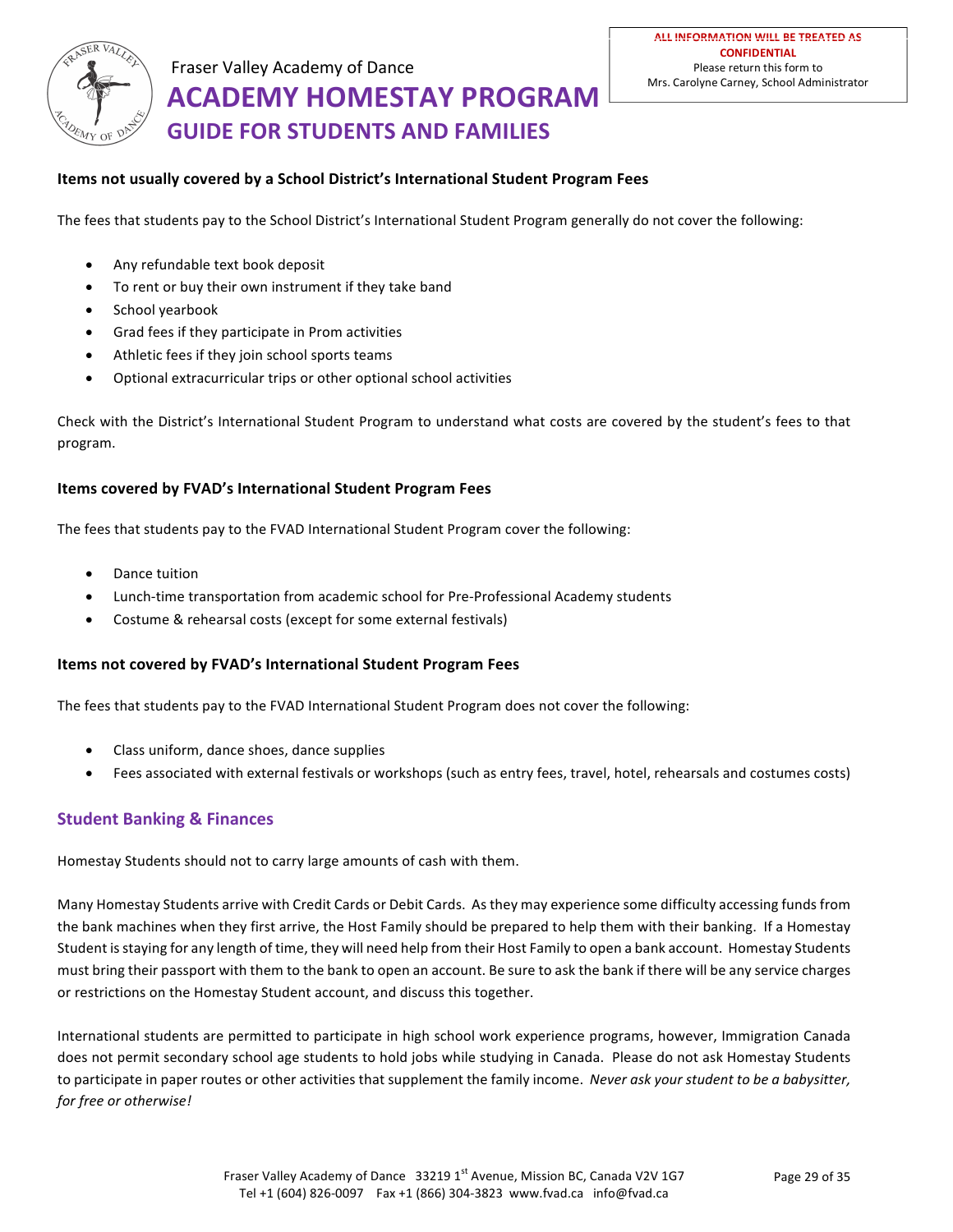### Items not usually covered by a School District's International Student Program Fees

The fees that students pay to the School District's International Student Program generally do not cover the following:

- Any refundable text book deposit
- To rent or buy their own instrument if they take band
- School yearbook
- Grad fees if they participate in Prom activities
- Athletic fees if they join school sports teams
- Optional extracurricular trips or other optional school activities

Check with the District's International Student Program to understand what costs are covered by the student's fees to that program.

### Items covered by FVAD's International Student Program Fees

The fees that students pay to the FVAD International Student Program cover the following:

- Dance tuition
- Lunch-time transportation from academic school for Pre-Professional Academy students
- Costume & rehearsal costs (except for some external festivals)

### Items not covered by FVAD's International Student Program Fees

The fees that students pay to the FVAD International Student Program does not cover the following:

- Class uniform, dance shoes, dance supplies
- Fees associated with external festivals or workshops (such as entry fees, travel, hotel, rehearsals and costumes costs)

## Student Banking & Finances

Homestay Students should not to carry large amounts of cash with them.

Many Homestay Students arrive with Credit Cards or Debit Cards. As they may experience some difficulty accessing funds from the bank machines when they first arrive, the Host Family should be prepared to help them with their banking. If a Homestay Student is staying for any length of time, they will need help from their Host Family to open a bank account. Homestay Students must bring their passport with them to the bank to open an account. Be sure to ask the bank if there will be any service charges or restrictions on the Homestay Student account, and discuss this together.

International students are permitted to participate in high school work experience programs, however, Immigration Canada does not permit secondary school age students to hold jobs while studying in Canada. Please do not ask Homestay Students to participate in paper routes or other activities that supplement the family income. *Never ask your student to be a babysitter, for free or otherwise!*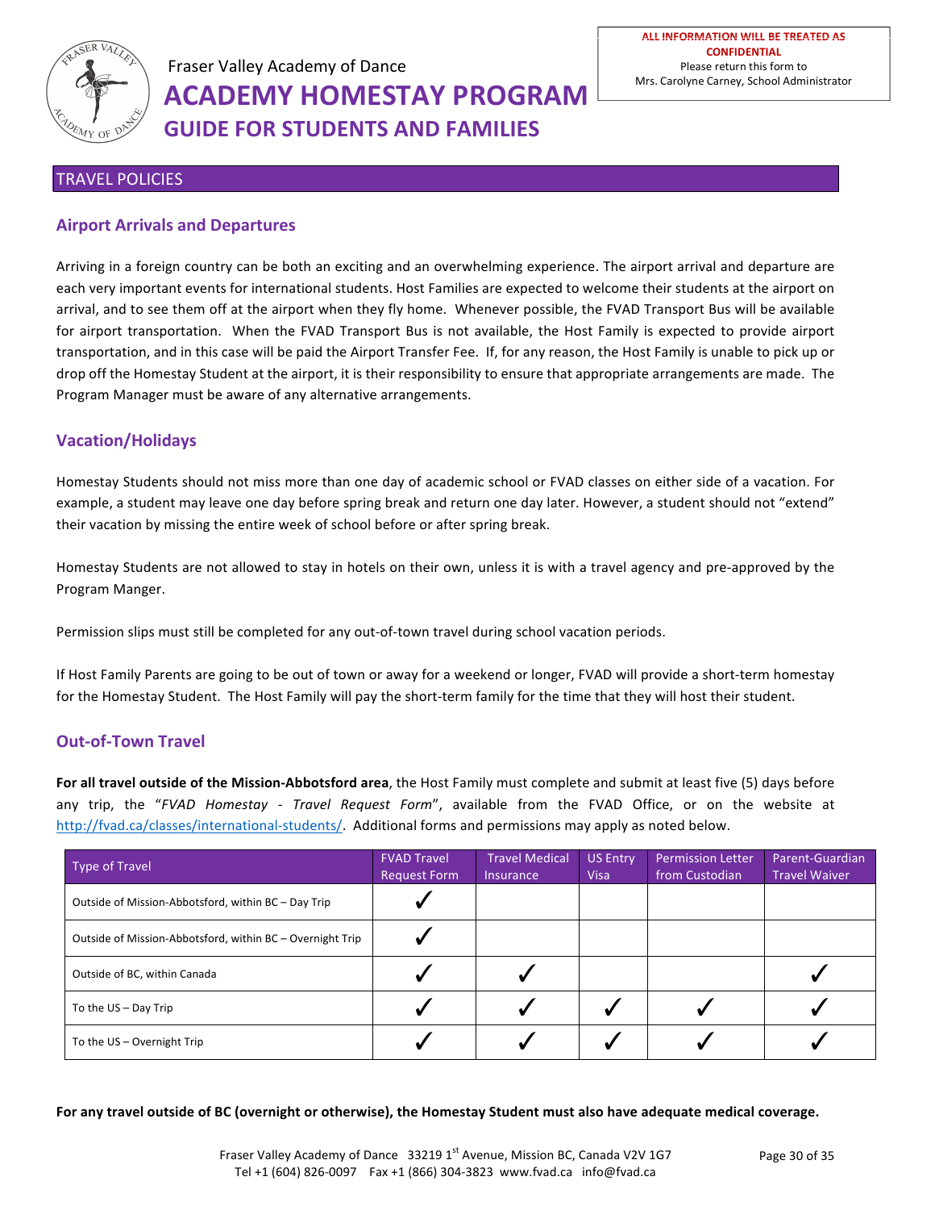Fraser Valley Academy of Dance

# ACADEMY HOMESTAY PROGRAM

## GUIDE FOR STUDENTS AND FAMILIES

ALL INFORMATION WILL BE TREATED AS CONFIDENTIAL
Please return this form to
Mrs. Carolyne Carney, School Administrator

## TRAVEL POLICIES

### Airport Arrivals and Departures

Arriving in a foreign country can be both an exciting and an overwhelming experience. The airport arrival and departure are each very important events for international students. Host Families are expected to welcome their students at the airport on arrival, and to see them off at the airport when they fly home. Whenever possible, the FVAD Transport Bus will be available for airport transportation. When the FVAD Transport Bus is not available, the Host Family is expected to provide airport transportation, and in this case will be paid the Airport Transfer Fee. If, for any reason, the Host Family is unable to pick up or drop off the Homestay Student at the airport, it is their responsibility to ensure that appropriate arrangements are made. The Program Manager must be aware of any alternative arrangements.

### Vacation/Holidays

Homestay Students should not miss more than one day of academic school or FVAD classes on either side of a vacation. For example, a student may leave one day before spring break and return one day later. However, a student should not "extend" their vacation by missing the entire week of school before or after spring break.

Homestay Students are not allowed to stay in hotels on their own, unless it is with a travel agency and pre-approved by the Program Manger.

Permission slips must still be completed for any out-of-town travel during school vacation periods.

If Host Family Parents are going to be out of town or away for a weekend or longer, FVAD will provide a short-term homestay for the Homestay Student. The Host Family will pay the short-term family for the time that they will host their student.

### Out-of-Town Travel

**For all travel outside of the Mission-Abbotsford area**, the Host Family must complete and submit at least five (5) days before any trip, the "*FVAD Homestay - Travel Request Form*", available from the FVAD Office, or on the website at http://fvad.ca/classes/international-students/. Additional forms and permissions may apply as noted below.

| Type of Travel | FVAD Travel Request Form | Travel Medical Insurance | US Entry Visa | Permission Letter from Custodian | Parent-Guardian Travel Waiver |
|---|---|---|---|---|---|
| Outside of Mission-Abbotsford, within BC – Day Trip | ✓ | | | | |
| Outside of Mission-Abbotsford, within BC – Overnight Trip | ✓ | | | | |
| Outside of BC, within Canada | ✓ | ✓ | | | ✓ |
| To the US – Day Trip | ✓ | ✓ | ✓ | ✓ | ✓ |
| To the US – Overnight Trip | ✓ | ✓ | ✓ | ✓ | ✓ |

**For any travel outside of BC (overnight or otherwise), the Homestay Student must also have adequate medical coverage.**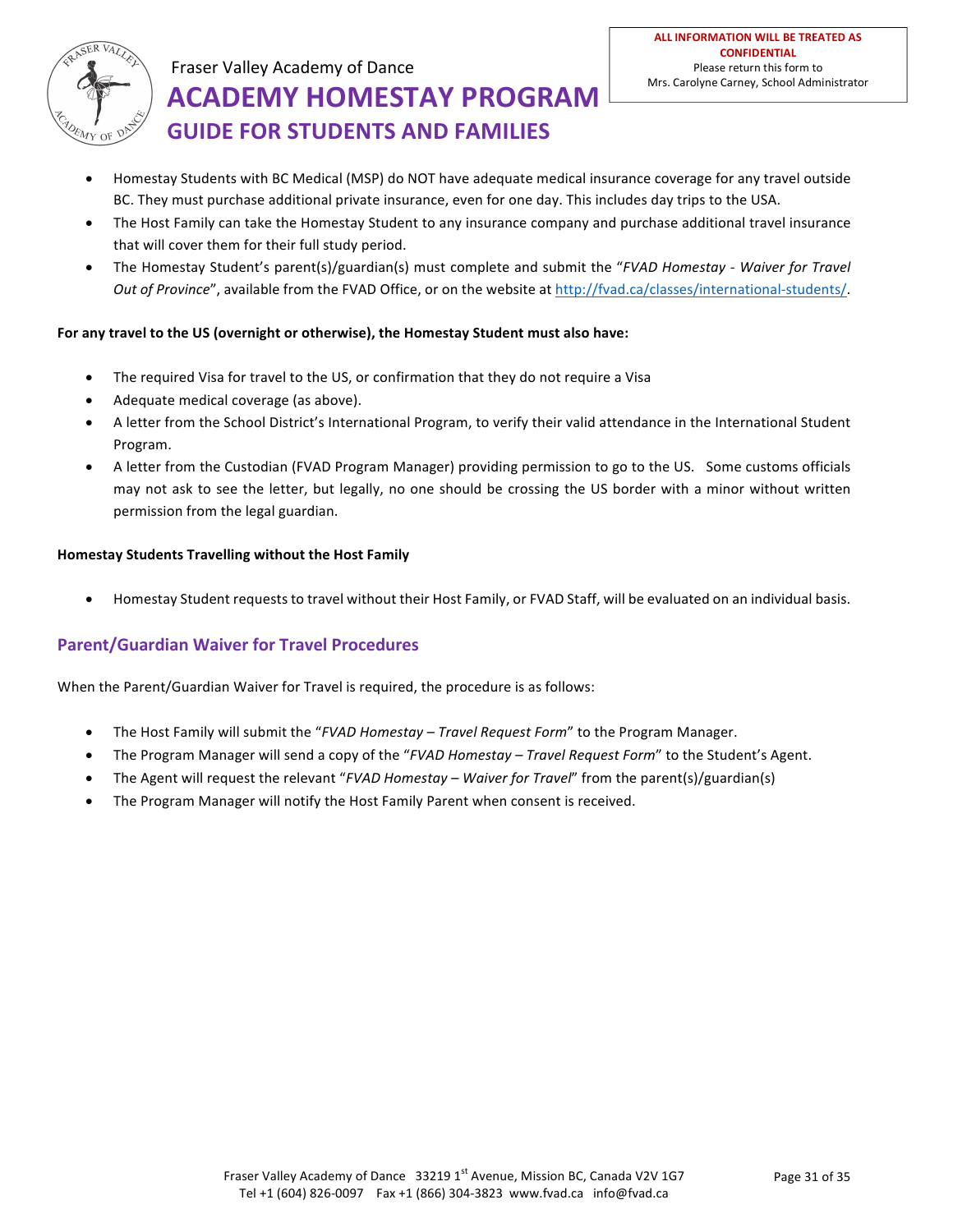- Homestay Students with BC Medical (MSP) do NOT have adequate medical insurance coverage for any travel outside BC. They must purchase additional private insurance, even for one day. This includes day trips to the USA.
- The Host Family can take the Homestay Student to any insurance company and purchase additional travel insurance that will cover them for their full study period.
- The Homestay Student's parent(s)/guardian(s) must complete and submit the "*FVAD Homestay - Waiver for Travel Out of Province*", available from the FVAD Office, or on the website at http://fvad.ca/classes/international-students/.

**For any travel to the US (overnight or otherwise), the Homestay Student must also have:**

- The required Visa for travel to the US, or confirmation that they do not require a Visa
- Adequate medical coverage (as above).
- A letter from the School District's International Program, to verify their valid attendance in the International Student Program.
- A letter from the Custodian (FVAD Program Manager) providing permission to go to the US. Some customs officials may not ask to see the letter, but legally, no one should be crossing the US border with a minor without written permission from the legal guardian.

**Homestay Students Travelling without the Host Family**

- Homestay Student requests to travel without their Host Family, or FVAD Staff, will be evaluated on an individual basis.

## Parent/Guardian Waiver for Travel Procedures

When the Parent/Guardian Waiver for Travel is required, the procedure is as follows:

- The Host Family will submit the "*FVAD Homestay – Travel Request Form*" to the Program Manager.
- The Program Manager will send a copy of the "*FVAD Homestay – Travel Request Form*" to the Student's Agent.
- The Agent will request the relevant "*FVAD Homestay – Waiver for Travel*" from the parent(s)/guardian(s)
- The Program Manager will notify the Host Family Parent when consent is received.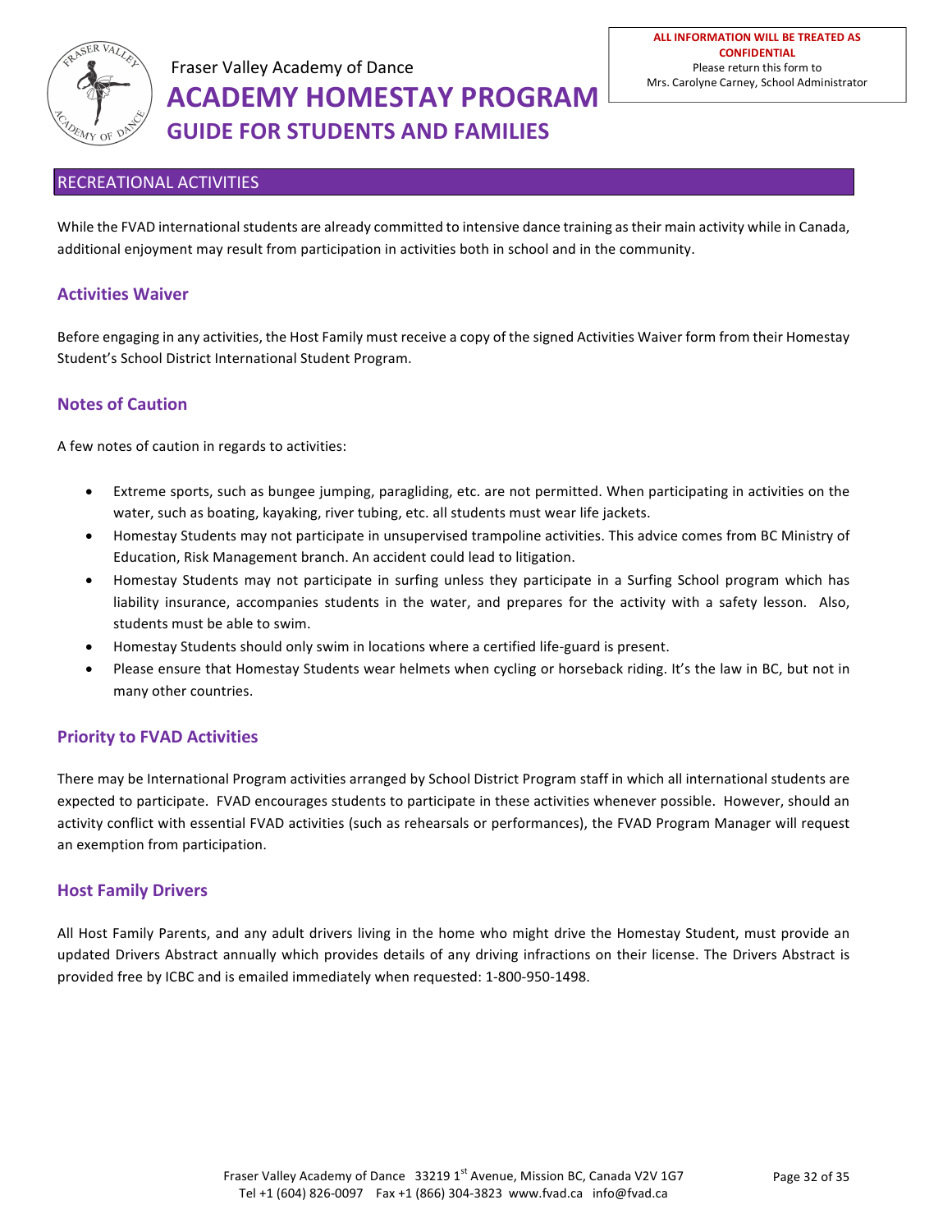## RECREATIONAL ACTIVITIES

While the FVAD international students are already committed to intensive dance training as their main activity while in Canada, additional enjoyment may result from participation in activities both in school and in the community.

### Activities Waiver

Before engaging in any activities, the Host Family must receive a copy of the signed Activities Waiver form from their Homestay Student's School District International Student Program.

### Notes of Caution

A few notes of caution in regards to activities:

- Extreme sports, such as bungee jumping, paragliding, etc. are not permitted. When participating in activities on the water, such as boating, kayaking, river tubing, etc. all students must wear life jackets.
- Homestay Students may not participate in unsupervised trampoline activities. This advice comes from BC Ministry of Education, Risk Management branch. An accident could lead to litigation.
- Homestay Students may not participate in surfing unless they participate in a Surfing School program which has liability insurance, accompanies students in the water, and prepares for the activity with a safety lesson. Also, students must be able to swim.
- Homestay Students should only swim in locations where a certified life-guard is present.
- Please ensure that Homestay Students wear helmets when cycling or horseback riding. It's the law in BC, but not in many other countries.

### Priority to FVAD Activities

There may be International Program activities arranged by School District Program staff in which all international students are expected to participate. FVAD encourages students to participate in these activities whenever possible. However, should an activity conflict with essential FVAD activities (such as rehearsals or performances), the FVAD Program Manager will request an exemption from participation.

### Host Family Drivers

All Host Family Parents, and any adult drivers living in the home who might drive the Homestay Student, must provide an updated Drivers Abstract annually which provides details of any driving infractions on their license. The Drivers Abstract is provided free by ICBC and is emailed immediately when requested: 1-800-950-1498.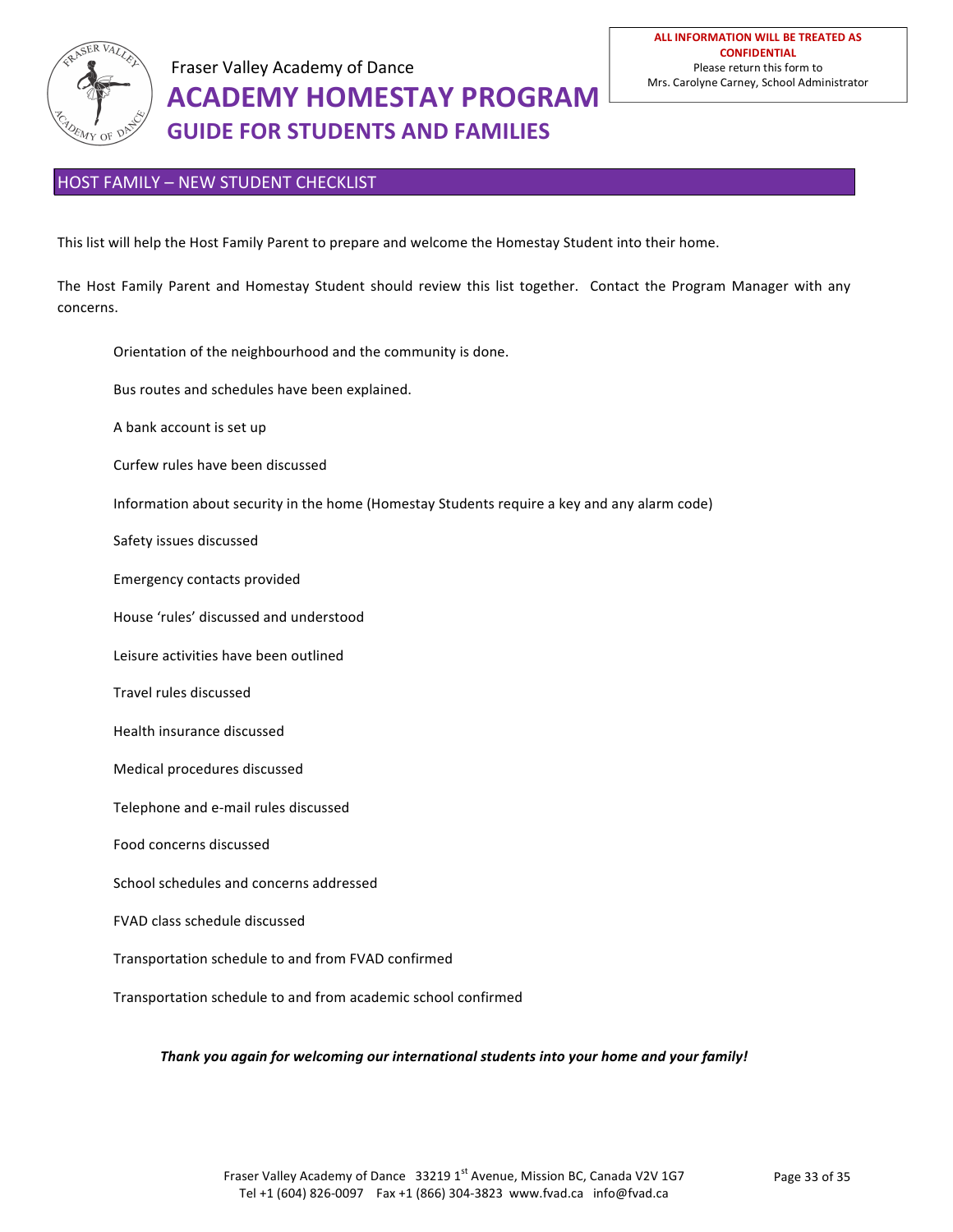Fraser Valley Academy of Dance

# ACADEMY HOMESTAY PROGRAM

## GUIDE FOR STUDENTS AND FAMILIES

**ALL INFORMATION WILL BE TREATED AS CONFIDENTIAL**
Please return this form to
Mrs. Carolyne Carney, School Administrator

## HOST FAMILY – NEW STUDENT CHECKLIST

This list will help the Host Family Parent to prepare and welcome the Homestay Student into their home.

The Host Family Parent and Homestay Student should review this list together. Contact the Program Manager with any concerns.

- Orientation of the neighbourhood and the community is done.
- Bus routes and schedules have been explained.
- A bank account is set up
- Curfew rules have been discussed
- Information about security in the home (Homestay Students require a key and any alarm code)
- Safety issues discussed
- Emergency contacts provided
- House 'rules' discussed and understood
- Leisure activities have been outlined
- Travel rules discussed
- Health insurance discussed
- Medical procedures discussed
- Telephone and e-mail rules discussed
- Food concerns discussed
- School schedules and concerns addressed
- FVAD class schedule discussed
- Transportation schedule to and from FVAD confirmed
- Transportation schedule to and from academic school confirmed

***Thank you again for welcoming our international students into your home and your family!***

Fraser Valley Academy of Dance 33219 1st Avenue, Mission BC, Canada V2V 1G7
Tel +1 (604) 826-0097 Fax +1 (866) 304-3823 www.fvad.ca info@fvad.ca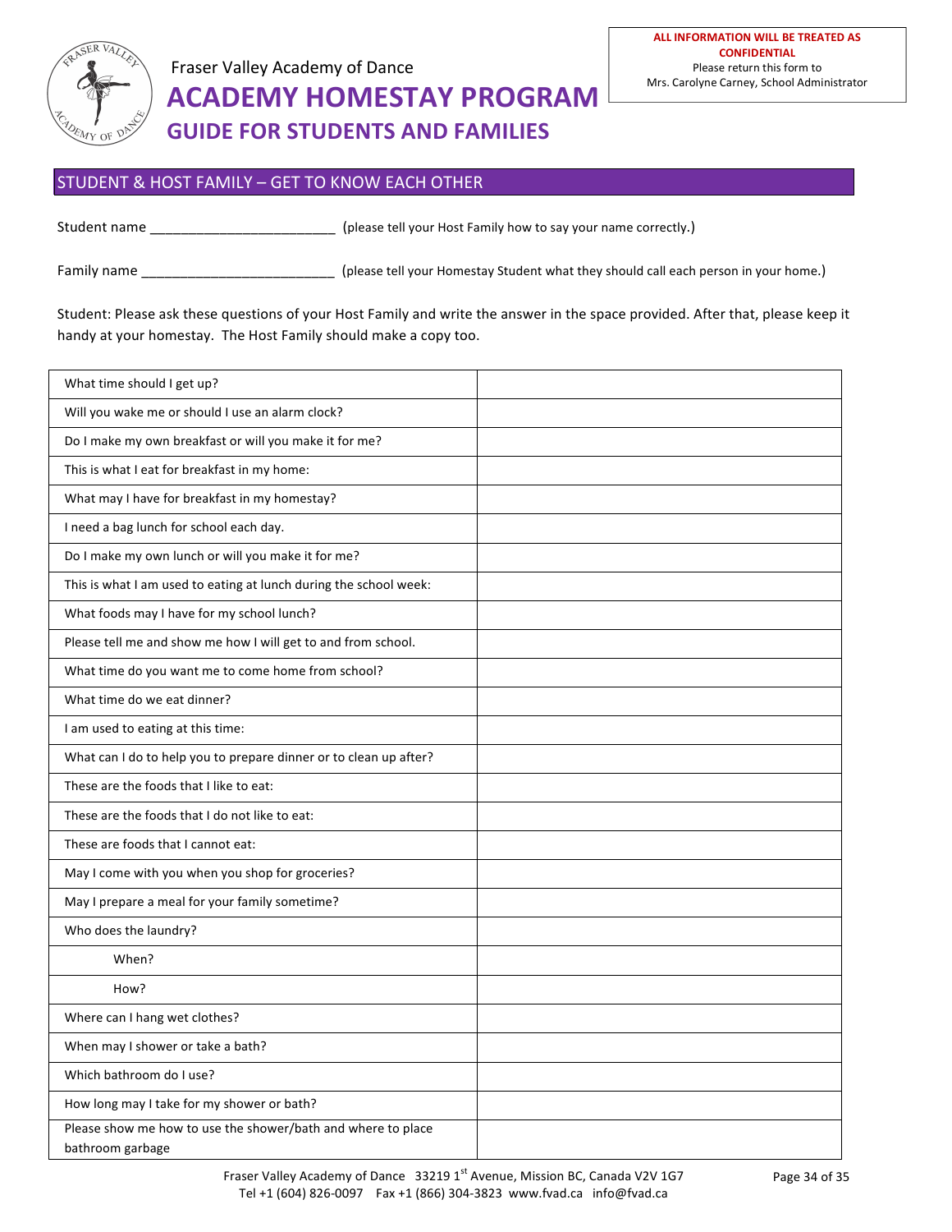Fraser Valley Academy of Dance

# ACADEMY HOMESTAY PROGRAM

## GUIDE FOR STUDENTS AND FAMILIES

**ALL INFORMATION WILL BE TREATED AS CONFIDENTIAL**
Please return this form to
Mrs. Carolyne Carney, School Administrator

### STUDENT & HOST FAMILY – GET TO KNOW EACH OTHER

Student name ________________________ (please tell your Host Family how to say your name correctly.)

Family name _________________________ (please tell your Homestay Student what they should call each person in your home.)

Student: Please ask these questions of your Host Family and write the answer in the space provided. After that, please keep it handy at your homestay. The Host Family should make a copy too.

| | |
|---|---|
| What time should I get up? | |
| Will you wake me or should I use an alarm clock? | |
| Do I make my own breakfast or will you make it for me? | |
| This is what I eat for breakfast in my home: | |
| What may I have for breakfast in my homestay? | |
| I need a bag lunch for school each day. | |
| Do I make my own lunch or will you make it for me? | |
| This is what I am used to eating at lunch during the school week: | |
| What foods may I have for my school lunch? | |
| Please tell me and show me how I will get to and from school. | |
| What time do you want me to come home from school? | |
| What time do we eat dinner? | |
| I am used to eating at this time: | |
| What can I do to help you to prepare dinner or to clean up after? | |
| These are the foods that I like to eat: | |
| These are the foods that I do not like to eat: | |
| These are foods that I cannot eat: | |
| May I come with you when you shop for groceries? | |
| May I prepare a meal for your family sometime? | |
| Who does the laundry? | |
| When? | |
| How? | |
| Where can I hang wet clothes? | |
| When may I shower or take a bath? | |
| Which bathroom do I use? | |
| How long may I take for my shower or bath? | |
| Please show me how to use the shower/bath and where to place bathroom garbage | |

Fraser Valley Academy of Dance 33219 1st Avenue, Mission BC, Canada V2V 1G7
Tel +1 (604) 826-0097 Fax +1 (866) 304-3823 www.fvad.ca info@fvad.ca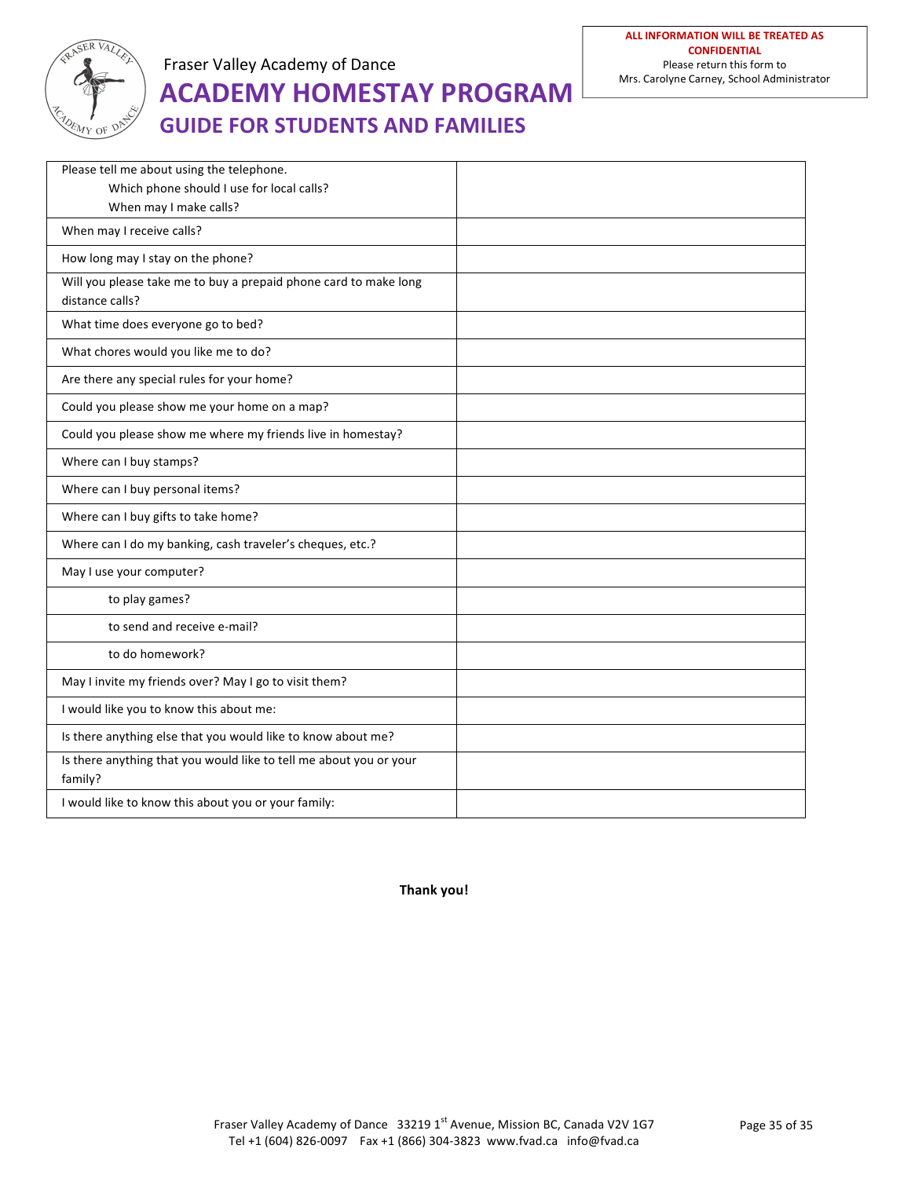| | |
|---|---|
| Please tell me about using the telephone.<br>Which phone should I use for local calls?<br>When may I make calls? | |
| When may I receive calls? | |
| How long may I stay on the phone? | |
| Will you please take me to buy a prepaid phone card to make long distance calls? | |
| What time does everyone go to bed? | |
| What chores would you like me to do? | |
| Are there any special rules for your home? | |
| Could you please show me your home on a map? | |
| Could you please show me where my friends live in homestay? | |
| Where can I buy stamps? | |
| Where can I buy personal items? | |
| Where can I buy gifts to take home? | |
| Where can I do my banking, cash traveler's cheques, etc.? | |
| May I use your computer? | |
| to play games? | |
| to send and receive e-mail? | |
| to do homework? | |
| May I invite my friends over? May I go to visit them? | |
| I would like you to know this about me: | |
| Is there anything else that you would like to know about me? | |
| Is there anything that you would like to tell me about you or your family? | |
| I would like to know this about you or your family: | |

**Thank you!**